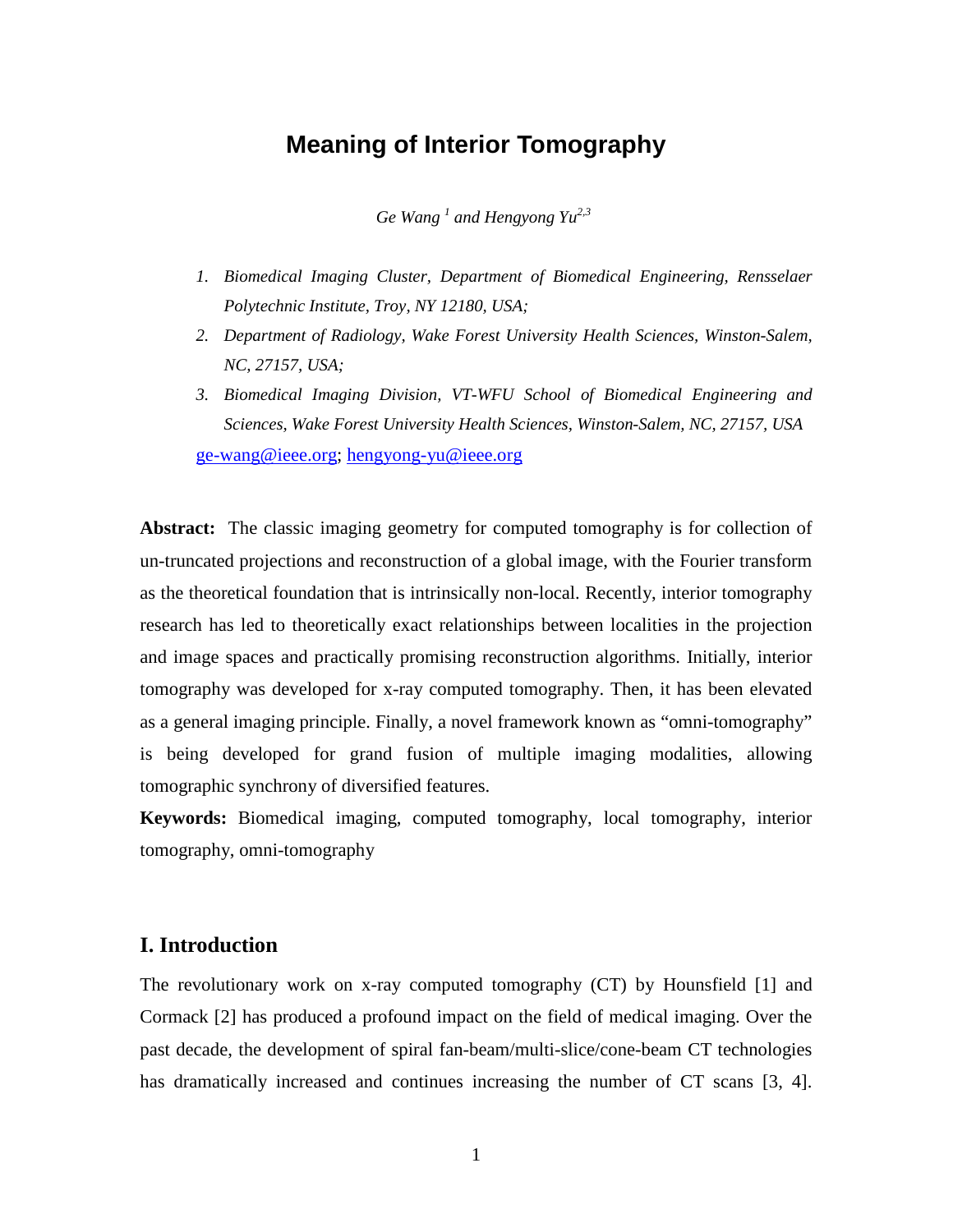# Meaning of Interior Tomography

*Ge Wang [1] and Hengyong Yu[2,3]*

1. *Biomedical Imaging Cluster, Department of Biomedical Engineering, Rensselaer Polytechnic Institute, Troy, NY 12180, USA;*
2. *Department of Radiology, Wake Forest University Health Sciences, Winston-Salem, NC, 27157, USA;*
3. *Biomedical Imaging Division, VT-WFU School of Biomedical Engineering and Sciences, Wake Forest University Health Sciences, Winston-Salem, NC, 27157, USA*

ge-wang@ieee.org; hengyong-yu@ieee.org

**Abstract:** The classic imaging geometry for computed tomography is for collection of un-truncated projections and reconstruction of a global image, with the Fourier transform as the theoretical foundation that is intrinsically non-local. Recently, interior tomography research has led to theoretically exact relationships between localities in the projection and image spaces and practically promising reconstruction algorithms. Initially, interior tomography was developed for x-ray computed tomography. Then, it has been elevated as a general imaging principle. Finally, a novel framework known as "omni-tomography" is being developed for grand fusion of multiple imaging modalities, allowing tomographic synchrony of diversified features.

**Keywords:** Biomedical imaging, computed tomography, local tomography, interior tomography, omni-tomography

## I. Introduction

The revolutionary work on x-ray computed tomography (CT) by Hounsfield [1] and Cormack [2] has produced a profound impact on the field of medical imaging. Over the past decade, the development of spiral fan-beam/multi-slice/cone-beam CT technologies has dramatically increased and continues increasing the number of CT scans [3, 4].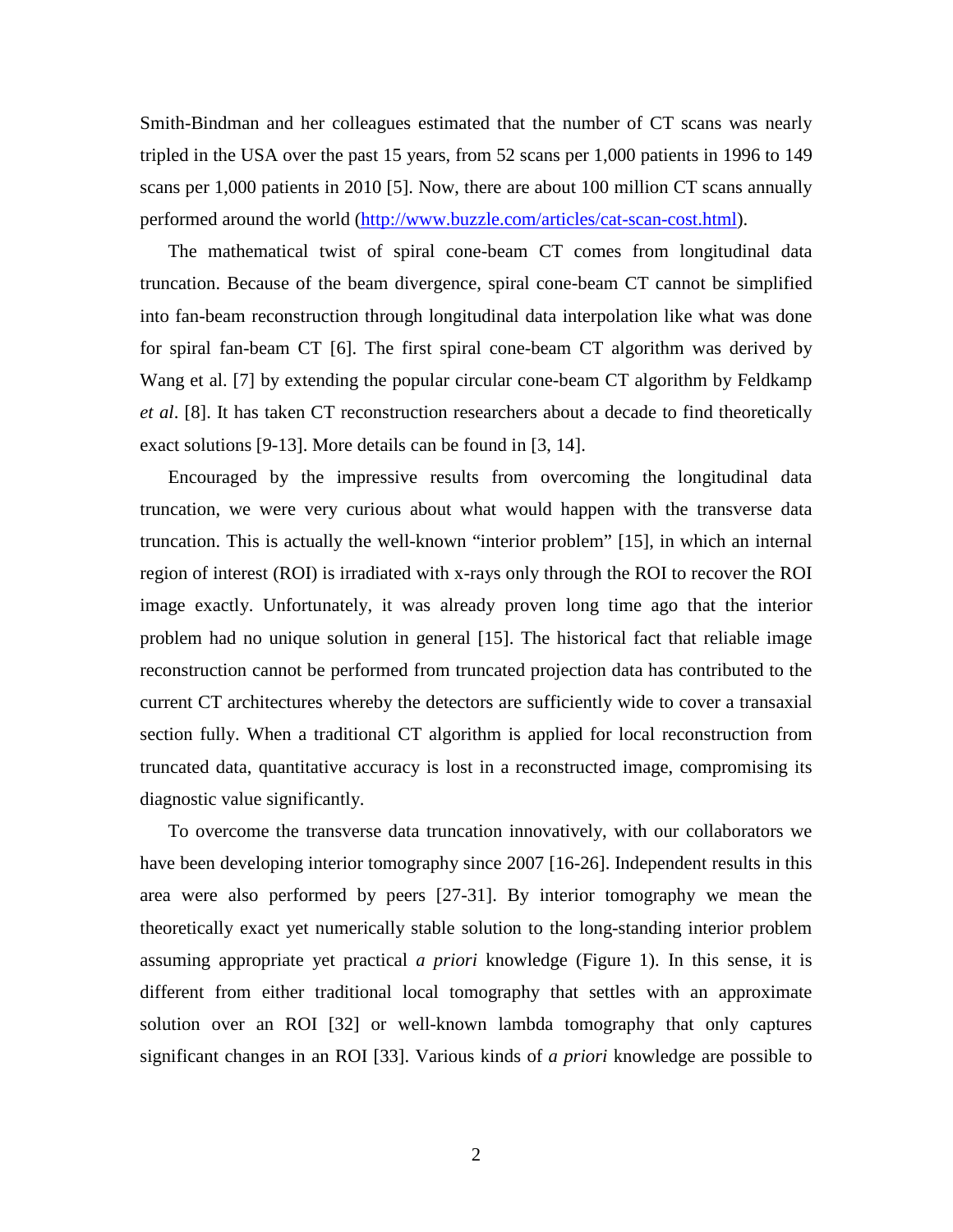Smith-Bindman and her colleagues estimated that the number of CT scans was nearly tripled in the USA over the past 15 years, from 52 scans per 1,000 patients in 1996 to 149 scans per 1,000 patients in 2010 [5]. Now, there are about 100 million CT scans annually performed around the world (http://www.buzzle.com/articles/cat-scan-cost.html).

The mathematical twist of spiral cone-beam CT comes from longitudinal data truncation. Because of the beam divergence, spiral cone-beam CT cannot be simplified into fan-beam reconstruction through longitudinal data interpolation like what was done for spiral fan-beam CT [6]. The first spiral cone-beam CT algorithm was derived by Wang et al. [7] by extending the popular circular cone-beam CT algorithm by Feldkamp *et al*. [8]. It has taken CT reconstruction researchers about a decade to find theoretically exact solutions [9-13]. More details can be found in [3, 14].

Encouraged by the impressive results from overcoming the longitudinal data truncation, we were very curious about what would happen with the transverse data truncation. This is actually the well-known "interior problem" [15], in which an internal region of interest (ROI) is irradiated with x-rays only through the ROI to recover the ROI image exactly. Unfortunately, it was already proven long time ago that the interior problem had no unique solution in general [15]. The historical fact that reliable image reconstruction cannot be performed from truncated projection data has contributed to the current CT architectures whereby the detectors are sufficiently wide to cover a transaxial section fully. When a traditional CT algorithm is applied for local reconstruction from truncated data, quantitative accuracy is lost in a reconstructed image, compromising its diagnostic value significantly.

To overcome the transverse data truncation innovatively, with our collaborators we have been developing interior tomography since 2007 [16-26]. Independent results in this area were also performed by peers [27-31]. By interior tomography we mean the theoretically exact yet numerically stable solution to the long-standing interior problem assuming appropriate yet practical *a priori* knowledge (Figure 1). In this sense, it is different from either traditional local tomography that settles with an approximate solution over an ROI [32] or well-known lambda tomography that only captures significant changes in an ROI [33]. Various kinds of *a priori* knowledge are possible to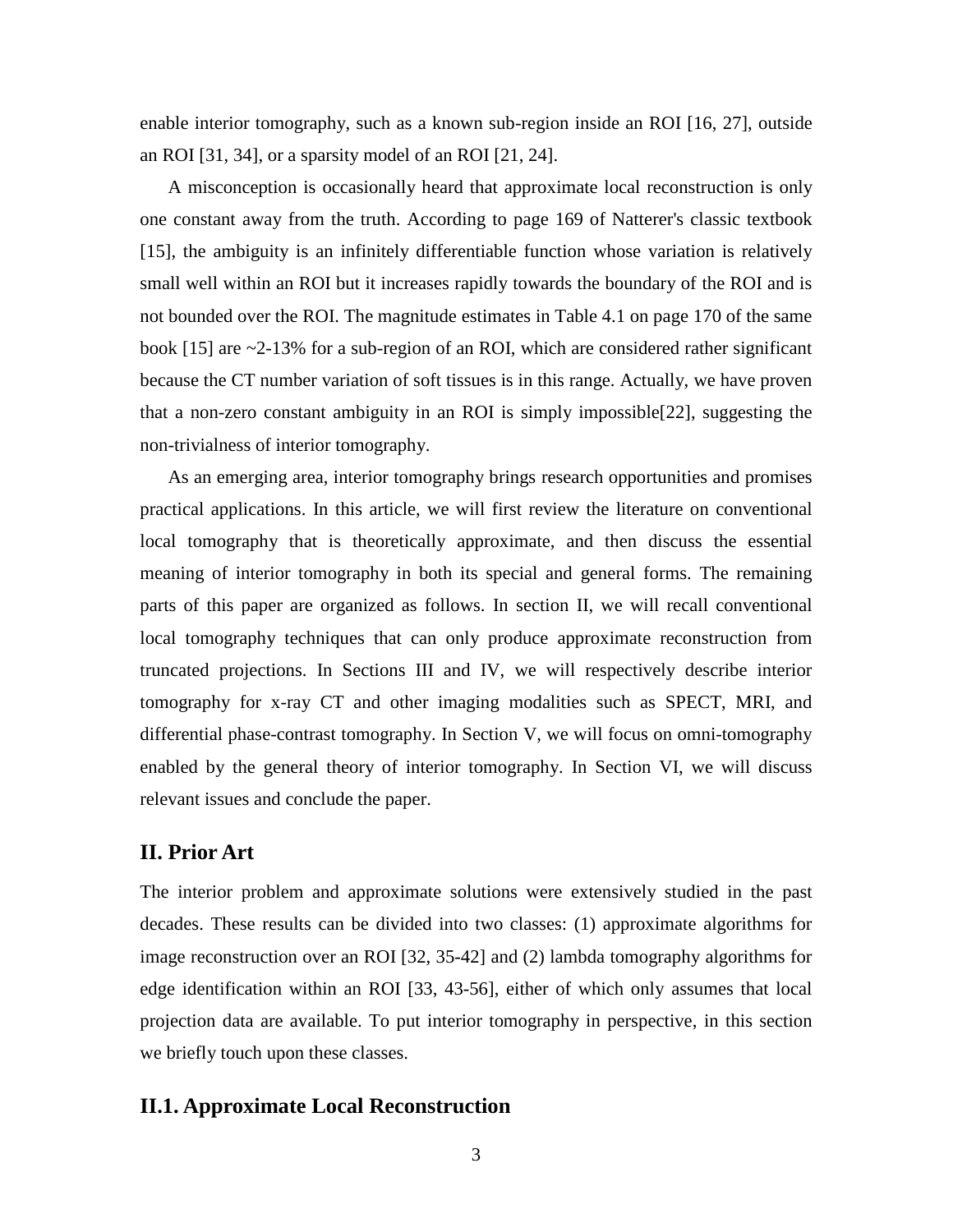enable interior tomography, such as a known sub-region inside an ROI [16, 27], outside an ROI [31, 34], or a sparsity model of an ROI [21, 24].

A misconception is occasionally heard that approximate local reconstruction is only one constant away from the truth. According to page 169 of Natterer's classic textbook [15], the ambiguity is an infinitely differentiable function whose variation is relatively small well within an ROI but it increases rapidly towards the boundary of the ROI and is not bounded over the ROI. The magnitude estimates in Table 4.1 on page 170 of the same book [15] are ~2-13% for a sub-region of an ROI, which are considered rather significant because the CT number variation of soft tissues is in this range. Actually, we have proven that a non-zero constant ambiguity in an ROI is simply impossible[22], suggesting the non-trivialness of interior tomography.

As an emerging area, interior tomography brings research opportunities and promises practical applications. In this article, we will first review the literature on conventional local tomography that is theoretically approximate, and then discuss the essential meaning of interior tomography in both its special and general forms. The remaining parts of this paper are organized as follows. In section II, we will recall conventional local tomography techniques that can only produce approximate reconstruction from truncated projections. In Sections III and IV, we will respectively describe interior tomography for x-ray CT and other imaging modalities such as SPECT, MRI, and differential phase-contrast tomography. In Section V, we will focus on omni-tomography enabled by the general theory of interior tomography. In Section VI, we will discuss relevant issues and conclude the paper.

## II. Prior Art

The interior problem and approximate solutions were extensively studied in the past decades. These results can be divided into two classes: (1) approximate algorithms for image reconstruction over an ROI [32, 35-42] and (2) lambda tomography algorithms for edge identification within an ROI [33, 43-56], either of which only assumes that local projection data are available. To put interior tomography in perspective, in this section we briefly touch upon these classes.

### II.1. Approximate Local Reconstruction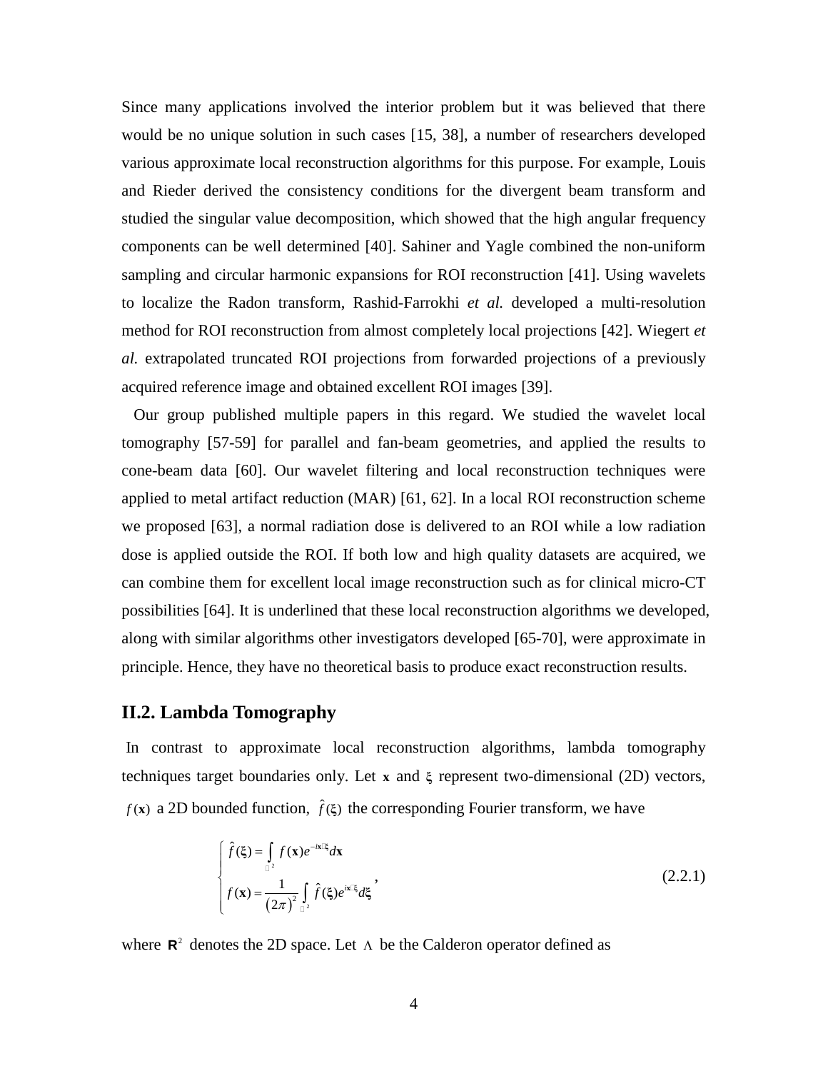Since many applications involved the interior problem but it was believed that there would be no unique solution in such cases [15, 38], a number of researchers developed various approximate local reconstruction algorithms for this purpose. For example, Louis and Rieder derived the consistency conditions for the divergent beam transform and studied the singular value decomposition, which showed that the high angular frequency components can be well determined [40]. Sahiner and Yagle combined the non-uniform sampling and circular harmonic expansions for ROI reconstruction [41]. Using wavelets to localize the Radon transform, Rashid-Farrokhi *et al.* developed a multi-resolution method for ROI reconstruction from almost completely local projections [42]. Wiegert *et al.* extrapolated truncated ROI projections from forwarded projections of a previously acquired reference image and obtained excellent ROI images [39].

Our group published multiple papers in this regard. We studied the wavelet local tomography [57-59] for parallel and fan-beam geometries, and applied the results to cone-beam data [60]. Our wavelet filtering and local reconstruction techniques were applied to metal artifact reduction (MAR) [61, 62]. In a local ROI reconstruction scheme we proposed [63], a normal radiation dose is delivered to an ROI while a low radiation dose is applied outside the ROI. If both low and high quality datasets are acquired, we can combine them for excellent local image reconstruction such as for clinical micro-CT possibilities [64]. It is underlined that these local reconstruction algorithms we developed, along with similar algorithms other investigators developed [65-70], were approximate in principle. Hence, they have no theoretical basis to produce exact reconstruction results.

## II.2. Lambda Tomography

In contrast to approximate local reconstruction algorithms, lambda tomography techniques target boundaries only. Let $\mathbf{x}$ and $\xi$ represent two-dimensional (2D) vectors, $f(\mathbf{x})$ a 2D bounded function, $\hat{f}(\xi)$ the corresponding Fourier transform, we have

$$\begin{cases} \hat{f}(\xi) = \int_{\mathbf{R}^2} f(\mathbf{x}) e^{-i\mathbf{x}\cdot\xi} d\mathbf{x} \\ f(\mathbf{x}) = \dfrac{1}{(2\pi)^2} \int_{\mathbf{R}^2} \hat{f}(\xi) e^{i\mathbf{x}\cdot\xi} d\xi \end{cases}, \tag{2.2.1}$$

where $\mathbf{R}^2$ denotes the 2D space. Let $\Lambda$ be the Calderon operator defined as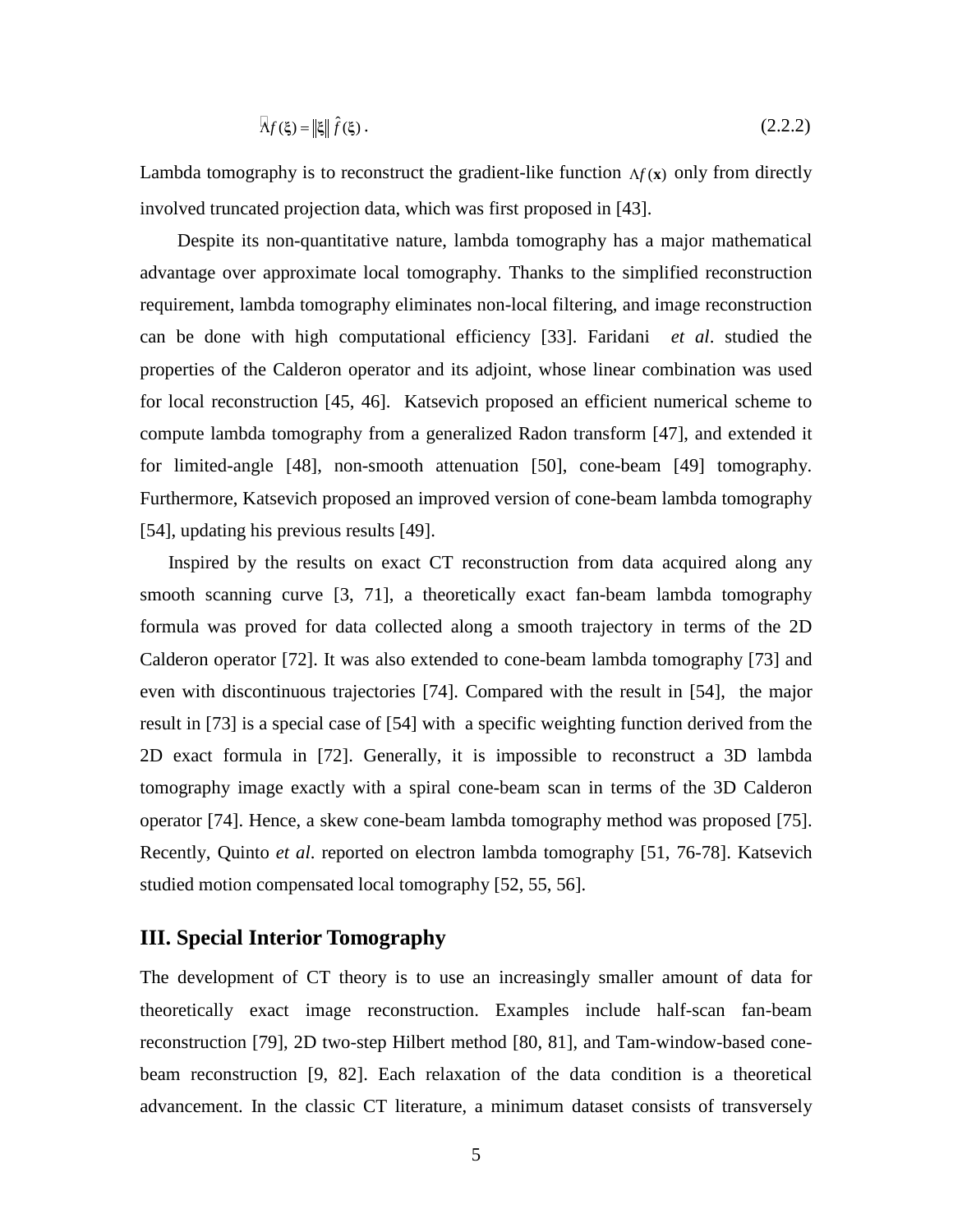$$\widehat{\Lambda f}(\xi) = \|\xi\| \hat{f}(\xi) . \tag{2.2.2}$$

Lambda tomography is to reconstruct the gradient-like function $\Lambda f(\mathbf{x})$ only from directly involved truncated projection data, which was first proposed in [43].

Despite its non-quantitative nature, lambda tomography has a major mathematical advantage over approximate local tomography. Thanks to the simplified reconstruction requirement, lambda tomography eliminates non-local filtering, and image reconstruction can be done with high computational efficiency [33]. Faridani *et al*. studied the properties of the Calderon operator and its adjoint, whose linear combination was used for local reconstruction [45, 46]. Katsevich proposed an efficient numerical scheme to compute lambda tomography from a generalized Radon transform [47], and extended it for limited-angle [48], non-smooth attenuation [50], cone-beam [49] tomography. Furthermore, Katsevich proposed an improved version of cone-beam lambda tomography [54], updating his previous results [49].

Inspired by the results on exact CT reconstruction from data acquired along any smooth scanning curve [3, 71], a theoretically exact fan-beam lambda tomography formula was proved for data collected along a smooth trajectory in terms of the 2D Calderon operator [72]. It was also extended to cone-beam lambda tomography [73] and even with discontinuous trajectories [74]. Compared with the result in [54], the major result in [73] is a special case of [54] with a specific weighting function derived from the 2D exact formula in [72]. Generally, it is impossible to reconstruct a 3D lambda tomography image exactly with a spiral cone-beam scan in terms of the 3D Calderon operator [74]. Hence, a skew cone-beam lambda tomography method was proposed [75]. Recently, Quinto *et al*. reported on electron lambda tomography [51, 76-78]. Katsevich studied motion compensated local tomography [52, 55, 56].

## III. Special Interior Tomography

The development of CT theory is to use an increasingly smaller amount of data for theoretically exact image reconstruction. Examples include half-scan fan-beam reconstruction [79], 2D two-step Hilbert method [80, 81], and Tam-window-based cone-beam reconstruction [9, 82]. Each relaxation of the data condition is a theoretical advancement. In the classic CT literature, a minimum dataset consists of transversely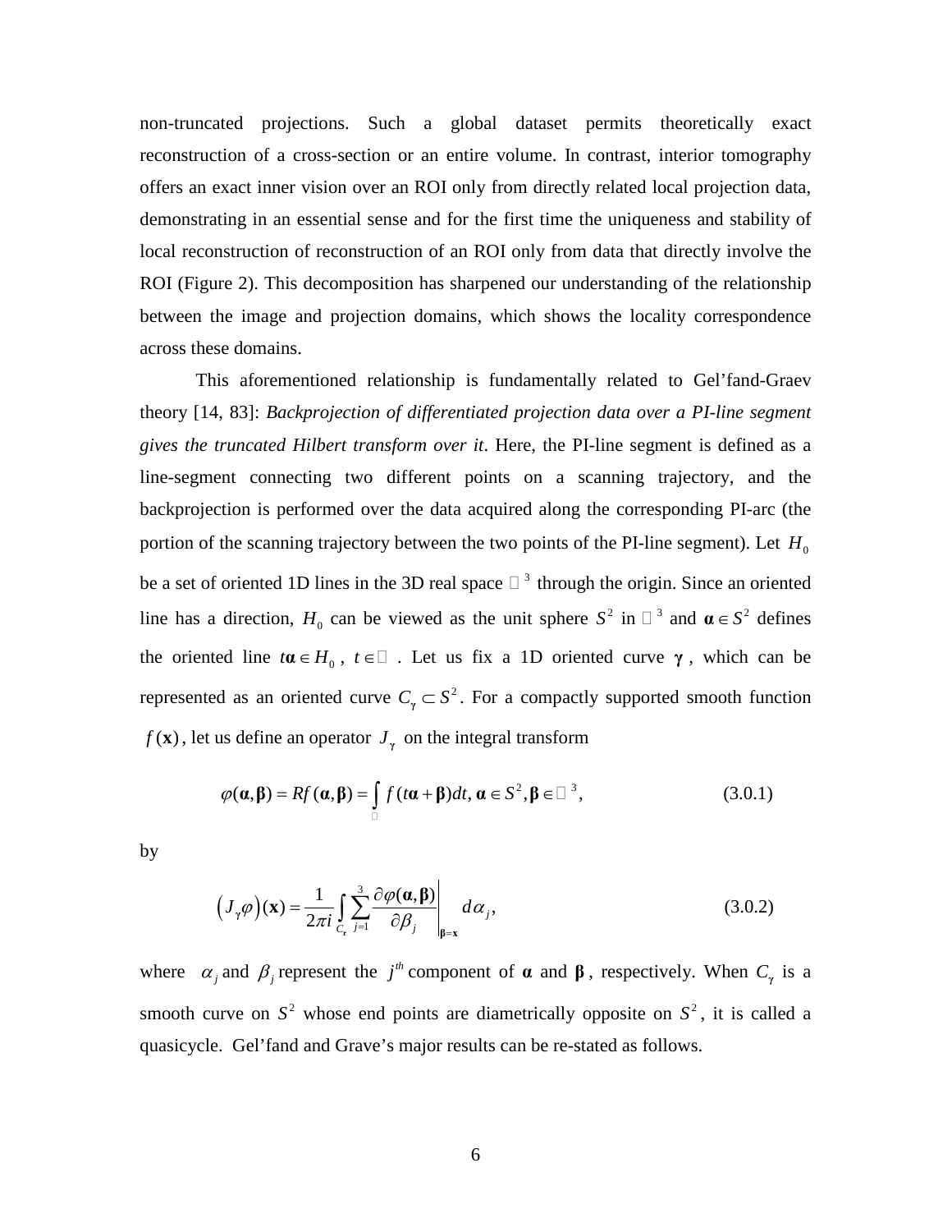non-truncated projections. Such a global dataset permits theoretically exact reconstruction of a cross-section or an entire volume. In contrast, interior tomography offers an exact inner vision over an ROI only from directly related local projection data, demonstrating in an essential sense and for the first time the uniqueness and stability of local reconstruction of reconstruction of an ROI only from data that directly involve the ROI (Figure 2). This decomposition has sharpened our understanding of the relationship between the image and projection domains, which shows the locality correspondence across these domains.

This aforementioned relationship is fundamentally related to Gel'fand-Graev theory [14, 83]: *Backprojection of differentiated projection data over a PI-line segment gives the truncated Hilbert transform over it*. Here, the PI-line segment is defined as a line-segment connecting two different points on a scanning trajectory, and the backprojection is performed over the data acquired along the corresponding PI-arc (the portion of the scanning trajectory between the two points of the PI-line segment). Let $H_0$ be a set of oriented 1D lines in the 3D real space $\mathbb{R}^3$ through the origin. Since an oriented line has a direction, $H_0$ can be viewed as the unit sphere $S^2$ in $\mathbb{R}^3$ and $\boldsymbol{\alpha} \in S^2$ defines the oriented line $t\boldsymbol{\alpha} \in H_0$, $t \in \mathbb{R}$. Let us fix a 1D oriented curve $\boldsymbol{\gamma}$, which can be represented as an oriented curve $C_{\boldsymbol{\gamma}} \subset S^2$. For a compactly supported smooth function $f(\mathbf{x})$, let us define an operator $J_{\boldsymbol{\gamma}}$ on the integral transform

$$\varphi(\boldsymbol{\alpha}, \boldsymbol{\beta}) = Rf(\boldsymbol{\alpha}, \boldsymbol{\beta}) = \int_{\mathbb{R}} f(t\boldsymbol{\alpha} + \boldsymbol{\beta})dt, \ \boldsymbol{\alpha} \in S^2, \boldsymbol{\beta} \in \mathbb{R}^3, \tag{3.0.1}$$

by

$$\left(J_{\boldsymbol{\gamma}}\varphi\right)(\mathbf{x}) = \frac{1}{2\pi i}\int_{C_{\boldsymbol{\gamma}}} \sum_{j=1}^{3} \frac{\partial \varphi(\boldsymbol{\alpha}, \boldsymbol{\beta})}{\partial \beta_j}\bigg|_{\boldsymbol{\beta}=\mathbf{x}} d\alpha_j, \tag{3.0.2}$$

where $\alpha_j$ and $\beta_j$ represent the $j^{th}$ component of $\boldsymbol{\alpha}$ and $\boldsymbol{\beta}$, respectively. When $C_{\boldsymbol{\gamma}}$ is a smooth curve on $S^2$ whose end points are diametrically opposite on $S^2$, it is called a quasicycle. Gel'fand and Grave's major results can be re-stated as follows.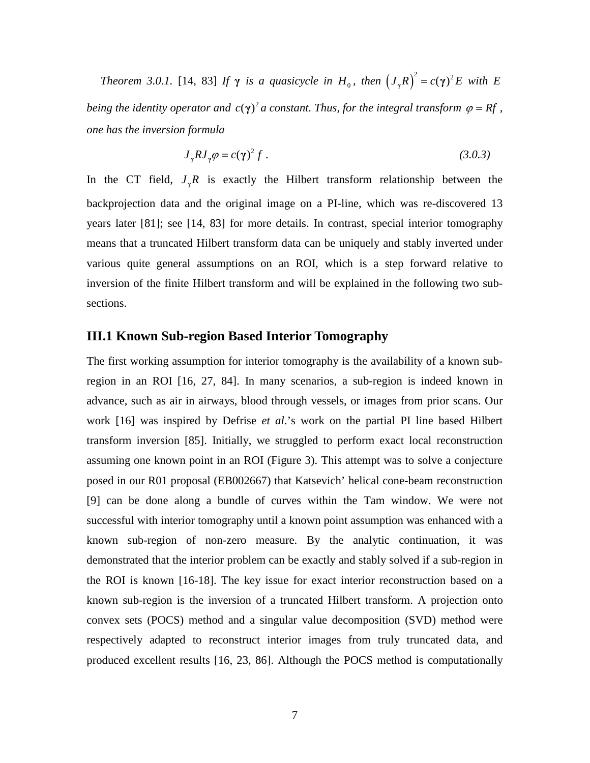*Theorem 3.0.1.* [14, 83] *If* $\boldsymbol{\gamma}$ *is a quasicycle in* $H_0$*, then* $\left(J_\gamma R\right)^2 = c(\boldsymbol{\gamma})^2 E$ *with* $E$ *being the identity operator and* $c(\boldsymbol{\gamma})^2$ *a constant. Thus, for the integral transform* $\varphi = Rf$ *, one has the inversion formula*

$$J_\gamma R J_\gamma \varphi = c(\boldsymbol{\gamma})^2 f \; . \tag{3.0.3}$$

In the CT field, $J_\gamma R$ is exactly the Hilbert transform relationship between the backprojection data and the original image on a PI-line, which was re-discovered 13 years later [81]; see [14, 83] for more details. In contrast, special interior tomography means that a truncated Hilbert transform data can be uniquely and stably inverted under various quite general assumptions on an ROI, which is a step forward relative to inversion of the finite Hilbert transform and will be explained in the following two sub-sections.

## III.1 Known Sub-region Based Interior Tomography

The first working assumption for interior tomography is the availability of a known sub-region in an ROI [16, 27, 84]. In many scenarios, a sub-region is indeed known in advance, such as air in airways, blood through vessels, or images from prior scans. Our work [16] was inspired by Defrise *et al*.'s work on the partial PI line based Hilbert transform inversion [85]. Initially, we struggled to perform exact local reconstruction assuming one known point in an ROI (Figure 3). This attempt was to solve a conjecture posed in our R01 proposal (EB002667) that Katsevich' helical cone-beam reconstruction [9] can be done along a bundle of curves within the Tam window. We were not successful with interior tomography until a known point assumption was enhanced with a known sub-region of non-zero measure. By the analytic continuation, it was demonstrated that the interior problem can be exactly and stably solved if a sub-region in the ROI is known [16-18]. The key issue for exact interior reconstruction based on a known sub-region is the inversion of a truncated Hilbert transform. A projection onto convex sets (POCS) method and a singular value decomposition (SVD) method were respectively adapted to reconstruct interior images from truly truncated data, and produced excellent results [16, 23, 86]. Although the POCS method is computationally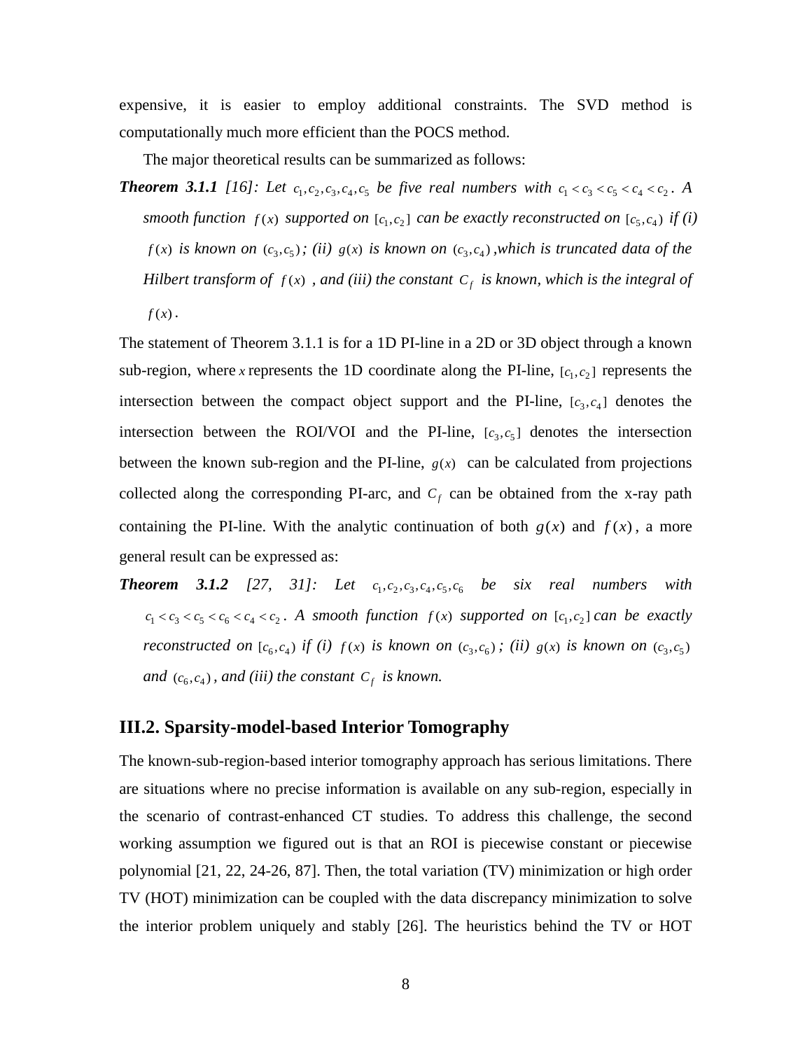expensive, it is easier to employ additional constraints. The SVD method is computationally much more efficient than the POCS method.

The major theoretical results can be summarized as follows:

***Theorem 3.1.1*** *[16]: Let $c_1, c_2, c_3, c_4, c_5$ be five real numbers with $c_1 < c_3 < c_5 < c_4 < c_2$. A smooth function $f(x)$ supported on $[c_1, c_2]$ can be exactly reconstructed on $[c_5, c_4)$ if (i) $f(x)$ is known on $(c_3, c_5)$; (ii) $g(x)$ is known on $(c_3, c_4)$, which is truncated data of the Hilbert transform of $f(x)$, and (iii) the constant $C_f$ is known, which is the integral of $f(x)$.*

The statement of Theorem 3.1.1 is for a 1D PI-line in a 2D or 3D object through a known sub-region, where $x$ represents the 1D coordinate along the PI-line, $[c_1, c_2]$ represents the intersection between the compact object support and the PI-line, $[c_3, c_4]$ denotes the intersection between the ROI/VOI and the PI-line, $[c_3, c_5]$ denotes the intersection between the known sub-region and the PI-line, $g(x)$ can be calculated from projections collected along the corresponding PI-arc, and $C_f$ can be obtained from the x-ray path containing the PI-line. With the analytic continuation of both $g(x)$ and $f(x)$, a more general result can be expressed as:

***Theorem 3.1.2*** *[27, 31]: Let $c_1, c_2, c_3, c_4, c_5, c_6$ be six real numbers with $c_1 < c_3 < c_5 < c_6 < c_4 < c_2$. A smooth function $f(x)$ supported on $[c_1, c_2]$ can be exactly reconstructed on $[c_6, c_4)$ if (i) $f(x)$ is known on $(c_3, c_6)$; (ii) $g(x)$ is known on $(c_3, c_5)$ and $(c_6, c_4)$, and (iii) the constant $C_f$ is known.*

## III.2. Sparsity-model-based Interior Tomography

The known-sub-region-based interior tomography approach has serious limitations. There are situations where no precise information is available on any sub-region, especially in the scenario of contrast-enhanced CT studies. To address this challenge, the second working assumption we figured out is that an ROI is piecewise constant or piecewise polynomial [21, 22, 24-26, 87]. Then, the total variation (TV) minimization or high order TV (HOT) minimization can be coupled with the data discrepancy minimization to solve the interior problem uniquely and stably [26]. The heuristics behind the TV or HOT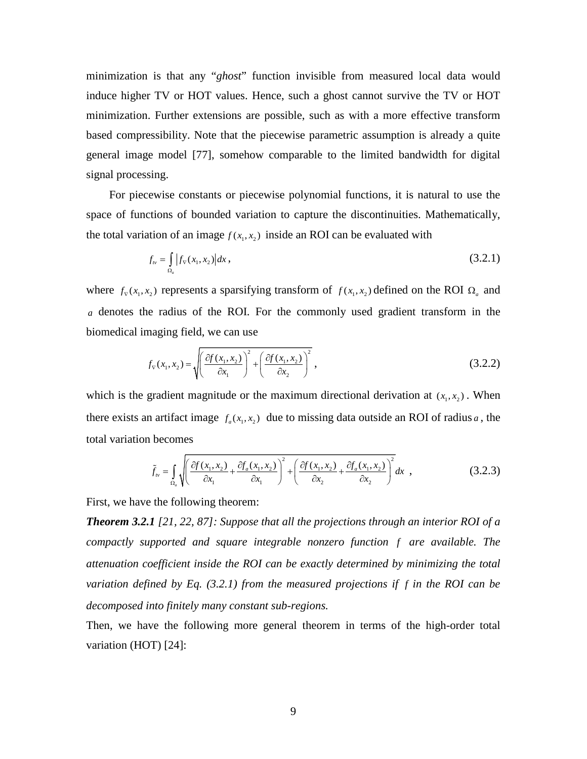minimization is that any "*ghost*" function invisible from measured local data would induce higher TV or HOT values. Hence, such a ghost cannot survive the TV or HOT minimization. Further extensions are possible, such as with a more effective transform based compressibility. Note that the piecewise parametric assumption is already a quite general image model [77], somehow comparable to the limited bandwidth for digital signal processing.

For piecewise constants or piecewise polynomial functions, it is natural to use the space of functions of bounded variation to capture the discontinuities. Mathematically, the total variation of an image $f(x_1, x_2)$ inside an ROI can be evaluated with

$$f_{tv} = \int_{\Omega_a} \left| f_{\nabla}(x_1, x_2) \right| dx \,, \tag{3.2.1}$$

where $f_{\nabla}(x_1, x_2)$ represents a sparsifying transform of $f(x_1, x_2)$ defined on the ROI $\Omega_a$ and $a$ denotes the radius of the ROI. For the commonly used gradient transform in the biomedical imaging field, we can use

$$f_{\nabla}(x_1, x_2) = \sqrt{\left(\frac{\partial f(x_1, x_2)}{\partial x_1}\right)^2 + \left(\frac{\partial f(x_1, x_2)}{\partial x_2}\right)^2} \,, \tag{3.2.2}$$

which is the gradient magnitude or the maximum directional derivation at $(x_1, x_2)$. When there exists an artifact image $f_a(x_1, x_2)$ due to missing data outside an ROI of radius $a$, the total variation becomes

$$\tilde{f}_{tv} = \int_{\Omega_a} \sqrt{\left(\frac{\partial f(x_1, x_2)}{\partial x_1} + \frac{\partial f_a(x_1, x_2)}{\partial x_1}\right)^2 + \left(\frac{\partial f(x_1, x_2)}{\partial x_2} + \frac{\partial f_a(x_1, x_2)}{\partial x_2}\right)^2} \, dx \,, \tag{3.2.3}$$

First, we have the following theorem:

***Theorem 3.2.1*** *[21, 22, 87]: Suppose that all the projections through an interior ROI of a compactly supported and square integrable nonzero function $f$ are available. The attenuation coefficient inside the ROI can be exactly determined by minimizing the total variation defined by Eq. (3.2.1) from the measured projections if $f$ in the ROI can be decomposed into finitely many constant sub-regions.*

Then, we have the following more general theorem in terms of the high-order total variation (HOT) [24]: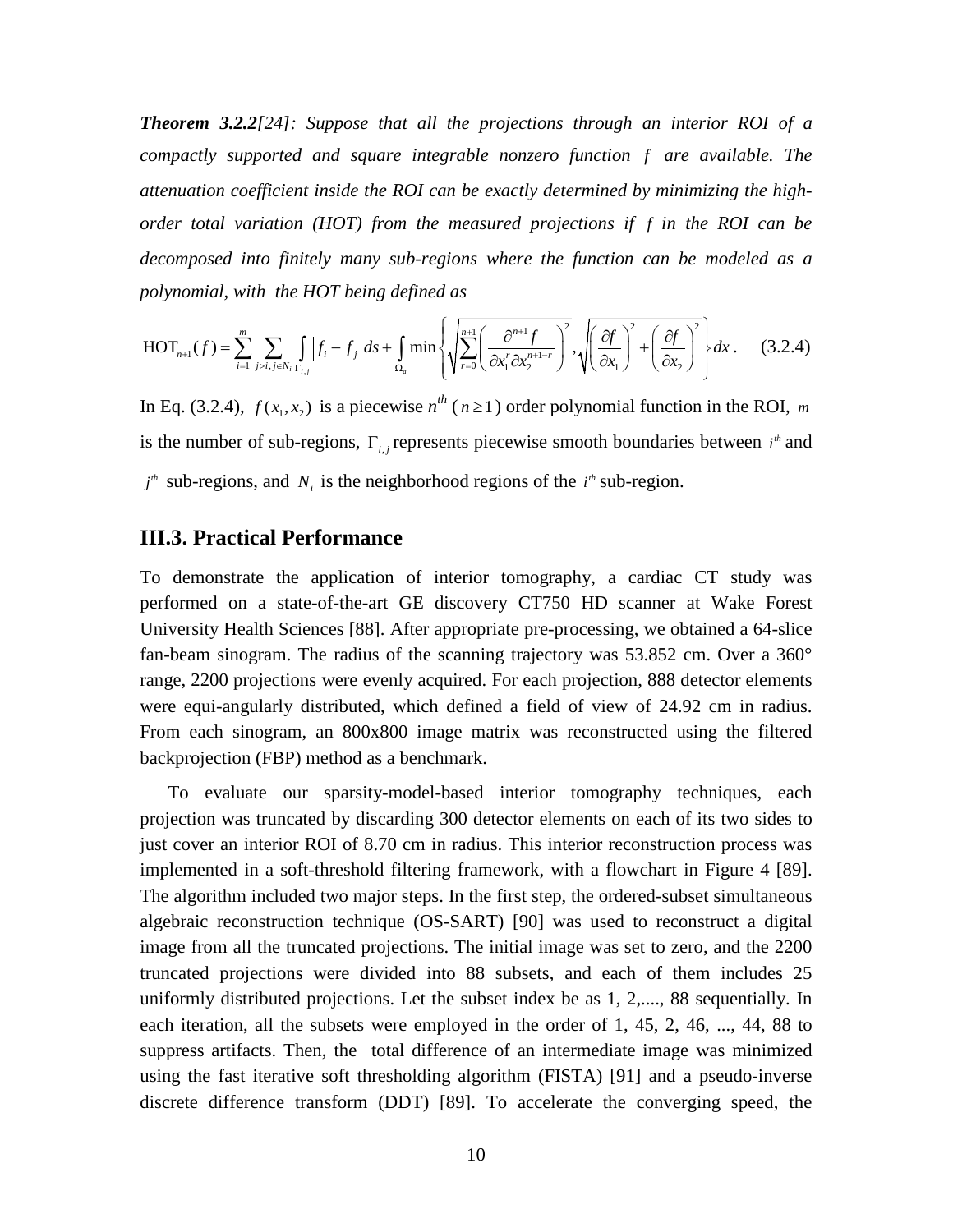***Theorem 3.2.2**[24]: Suppose that all the projections through an interior ROI of a compactly supported and square integrable nonzero function $f$ are available. The attenuation coefficient inside the ROI can be exactly determined by minimizing the high-order total variation (HOT) from the measured projections if $f$ in the ROI can be decomposed into finitely many sub-regions where the function can be modeled as a polynomial, with the HOT being defined as*

$$\mathrm{HOT}_{n+1}(f) = \sum_{i=1}^{m} \sum_{j>i, j \in N_i} \int_{\Gamma_{i,j}} \left| f_i - f_j \right| ds + \int_{\Omega_a} \min \left\{ \sqrt{\sum_{r=0}^{n+1} \left( \frac{\partial^{n+1} f}{\partial x_1^r \partial x_2^{n+1-r}} \right)^2}, \sqrt{\left( \frac{\partial f}{\partial x_1} \right)^2 + \left( \frac{\partial f}{\partial x_2} \right)^2} \right\} dx . \quad (3.2.4)$$

In Eq. (3.2.4), $f(x_1, x_2)$ is a piecewise $n^{th}$ ($n \geq 1$) order polynomial function in the ROI, $m$ is the number of sub-regions, $\Gamma_{i,j}$ represents piecewise smooth boundaries between $i^{th}$ and $j^{th}$ sub-regions, and $N_i$ is the neighborhood regions of the $i^{th}$ sub-region.

## III.3. Practical Performance

To demonstrate the application of interior tomography, a cardiac CT study was performed on a state-of-the-art GE discovery CT750 HD scanner at Wake Forest University Health Sciences [88]. After appropriate pre-processing, we obtained a 64-slice fan-beam sinogram. The radius of the scanning trajectory was 53.852 cm. Over a 360° range, 2200 projections were evenly acquired. For each projection, 888 detector elements were equi-angularly distributed, which defined a field of view of 24.92 cm in radius. From each sinogram, an 800x800 image matrix was reconstructed using the filtered backprojection (FBP) method as a benchmark.

To evaluate our sparsity-model-based interior tomography techniques, each projection was truncated by discarding 300 detector elements on each of its two sides to just cover an interior ROI of 8.70 cm in radius. This interior reconstruction process was implemented in a soft-threshold filtering framework, with a flowchart in Figure 4 [89]. The algorithm included two major steps. In the first step, the ordered-subset simultaneous algebraic reconstruction technique (OS-SART) [90] was used to reconstruct a digital image from all the truncated projections. The initial image was set to zero, and the 2200 truncated projections were divided into 88 subsets, and each of them includes 25 uniformly distributed projections. Let the subset index be as 1, 2,...., 88 sequentially. In each iteration, all the subsets were employed in the order of 1, 45, 2, 46, ..., 44, 88 to suppress artifacts. Then, the total difference of an intermediate image was minimized using the fast iterative soft thresholding algorithm (FISTA) [91] and a pseudo-inverse discrete difference transform (DDT) [89]. To accelerate the converging speed, the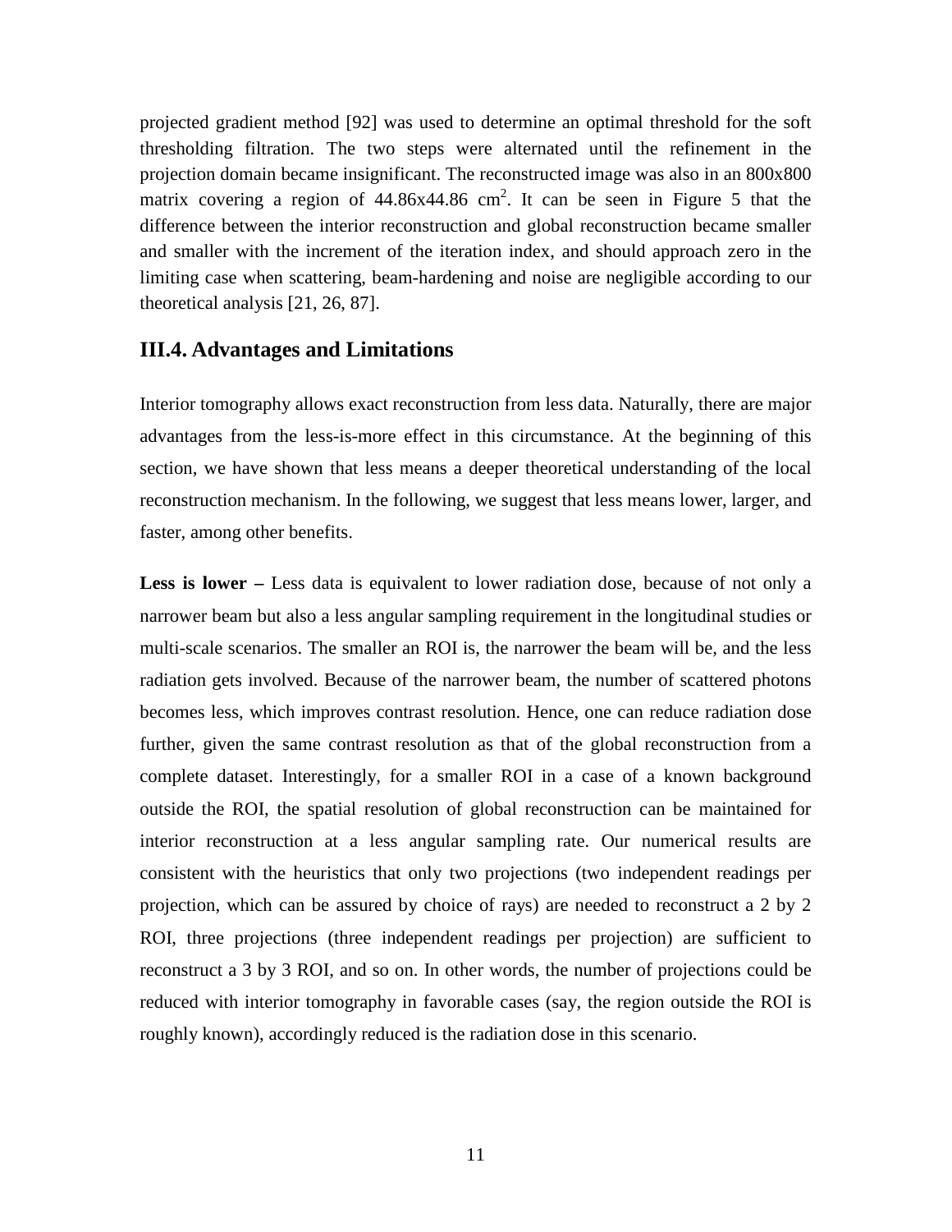projected gradient method [92] was used to determine an optimal threshold for the soft thresholding filtration. The two steps were alternated until the refinement in the projection domain became insignificant. The reconstructed image was also in an 800x800 matrix covering a region of 44.86x44.86 $cm^2$. It can be seen in Figure 5 that the difference between the interior reconstruction and global reconstruction became smaller and smaller with the increment of the iteration index, and should approach zero in the limiting case when scattering, beam-hardening and noise are negligible according to our theoretical analysis [21, 26, 87].

## III.4. Advantages and Limitations

Interior tomography allows exact reconstruction from less data. Naturally, there are major advantages from the less-is-more effect in this circumstance. At the beginning of this section, we have shown that less means a deeper theoretical understanding of the local reconstruction mechanism. In the following, we suggest that less means lower, larger, and faster, among other benefits.

**Less is lower –** Less data is equivalent to lower radiation dose, because of not only a narrower beam but also a less angular sampling requirement in the longitudinal studies or multi-scale scenarios. The smaller an ROI is, the narrower the beam will be, and the less radiation gets involved. Because of the narrower beam, the number of scattered photons becomes less, which improves contrast resolution. Hence, one can reduce radiation dose further, given the same contrast resolution as that of the global reconstruction from a complete dataset. Interestingly, for a smaller ROI in a case of a known background outside the ROI, the spatial resolution of global reconstruction can be maintained for interior reconstruction at a less angular sampling rate. Our numerical results are consistent with the heuristics that only two projections (two independent readings per projection, which can be assured by choice of rays) are needed to reconstruct a 2 by 2 ROI, three projections (three independent readings per projection) are sufficient to reconstruct a 3 by 3 ROI, and so on. In other words, the number of projections could be reduced with interior tomography in favorable cases (say, the region outside the ROI is roughly known), accordingly reduced is the radiation dose in this scenario.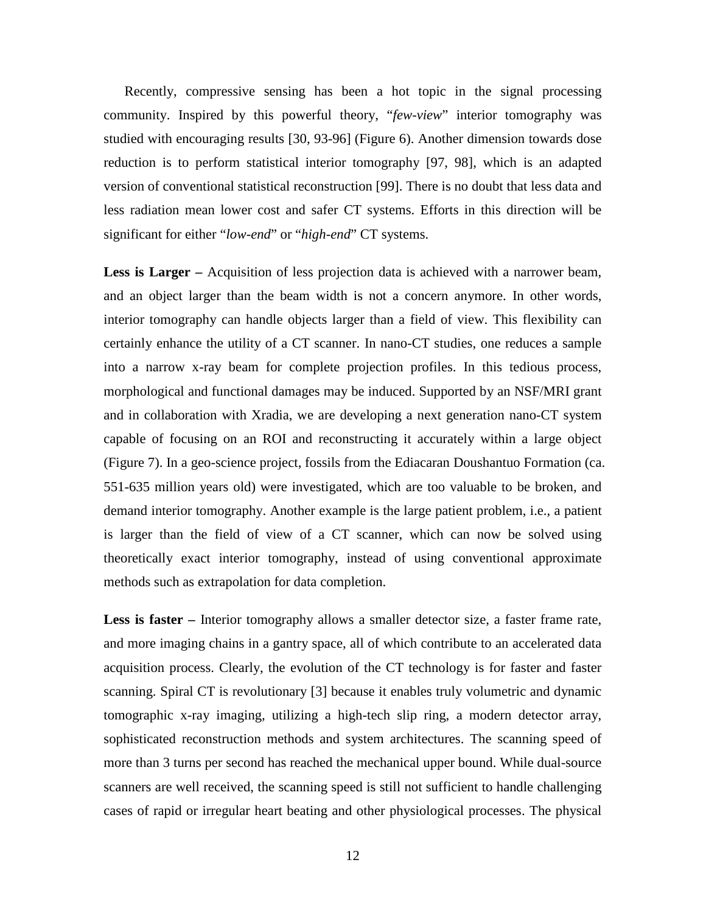Recently, compressive sensing has been a hot topic in the signal processing community. Inspired by this powerful theory, "*few-view*" interior tomography was studied with encouraging results [30, 93-96] (Figure 6). Another dimension towards dose reduction is to perform statistical interior tomography [97, 98], which is an adapted version of conventional statistical reconstruction [99]. There is no doubt that less data and less radiation mean lower cost and safer CT systems. Efforts in this direction will be significant for either "*low-end*" or "*high-end*" CT systems.

**Less is Larger –** Acquisition of less projection data is achieved with a narrower beam, and an object larger than the beam width is not a concern anymore. In other words, interior tomography can handle objects larger than a field of view. This flexibility can certainly enhance the utility of a CT scanner. In nano-CT studies, one reduces a sample into a narrow x-ray beam for complete projection profiles. In this tedious process, morphological and functional damages may be induced. Supported by an NSF/MRI grant and in collaboration with Xradia, we are developing a next generation nano-CT system capable of focusing on an ROI and reconstructing it accurately within a large object (Figure 7). In a geo-science project, fossils from the Ediacaran Doushantuo Formation (ca. 551-635 million years old) were investigated, which are too valuable to be broken, and demand interior tomography. Another example is the large patient problem, i.e., a patient is larger than the field of view of a CT scanner, which can now be solved using theoretically exact interior tomography, instead of using conventional approximate methods such as extrapolation for data completion.

**Less is faster –** Interior tomography allows a smaller detector size, a faster frame rate, and more imaging chains in a gantry space, all of which contribute to an accelerated data acquisition process. Clearly, the evolution of the CT technology is for faster and faster scanning. Spiral CT is revolutionary [3] because it enables truly volumetric and dynamic tomographic x-ray imaging, utilizing a high-tech slip ring, a modern detector array, sophisticated reconstruction methods and system architectures. The scanning speed of more than 3 turns per second has reached the mechanical upper bound. While dual-source scanners are well received, the scanning speed is still not sufficient to handle challenging cases of rapid or irregular heart beating and other physiological processes. The physical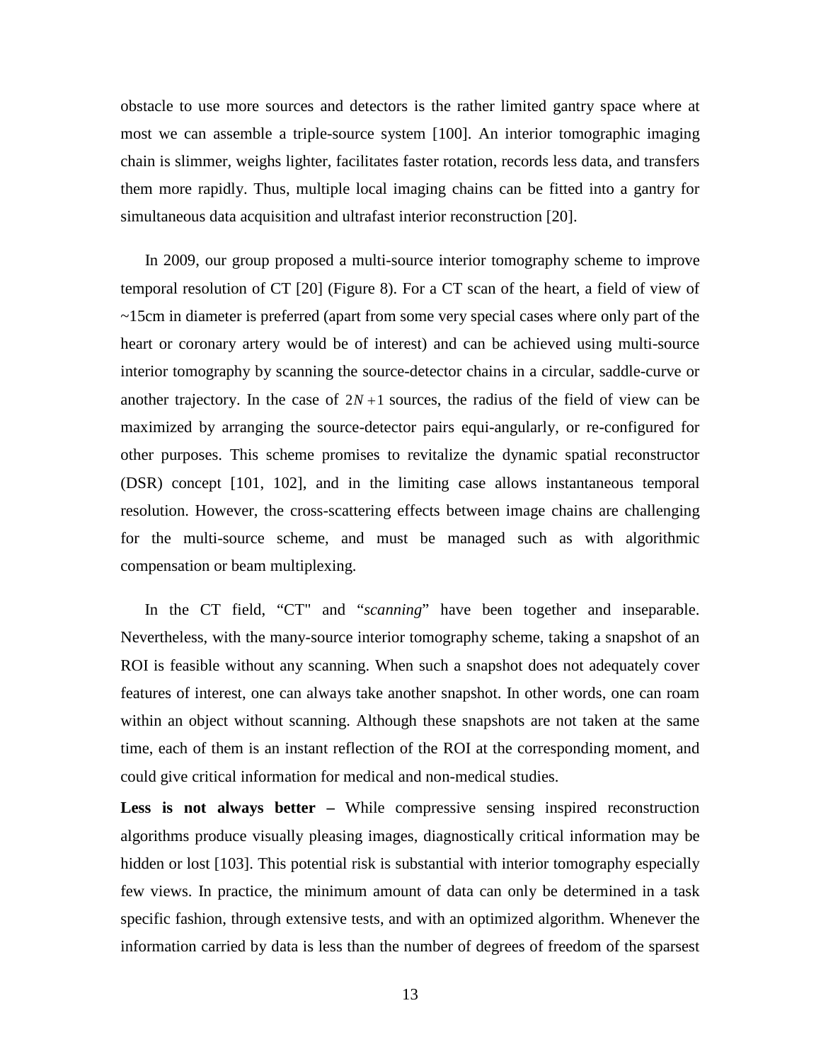obstacle to use more sources and detectors is the rather limited gantry space where at most we can assemble a triple-source system [100]. An interior tomographic imaging chain is slimmer, weighs lighter, facilitates faster rotation, records less data, and transfers them more rapidly. Thus, multiple local imaging chains can be fitted into a gantry for simultaneous data acquisition and ultrafast interior reconstruction [20].

In 2009, our group proposed a multi-source interior tomography scheme to improve temporal resolution of CT [20] (Figure 8). For a CT scan of the heart, a field of view of ~15cm in diameter is preferred (apart from some very special cases where only part of the heart or coronary artery would be of interest) and can be achieved using multi-source interior tomography by scanning the source-detector chains in a circular, saddle-curve or another trajectory. In the case of $2N+1$ sources, the radius of the field of view can be maximized by arranging the source-detector pairs equi-angularly, or re-configured for other purposes. This scheme promises to revitalize the dynamic spatial reconstructor (DSR) concept [101, 102], and in the limiting case allows instantaneous temporal resolution. However, the cross-scattering effects between image chains are challenging for the multi-source scheme, and must be managed such as with algorithmic compensation or beam multiplexing.

In the CT field, "CT" and "*scanning*" have been together and inseparable. Nevertheless, with the many-source interior tomography scheme, taking a snapshot of an ROI is feasible without any scanning. When such a snapshot does not adequately cover features of interest, one can always take another snapshot. In other words, one can roam within an object without scanning. Although these snapshots are not taken at the same time, each of them is an instant reflection of the ROI at the corresponding moment, and could give critical information for medical and non-medical studies.

**Less is not always better –** While compressive sensing inspired reconstruction algorithms produce visually pleasing images, diagnostically critical information may be hidden or lost [103]. This potential risk is substantial with interior tomography especially few views. In practice, the minimum amount of data can only be determined in a task specific fashion, through extensive tests, and with an optimized algorithm. Whenever the information carried by data is less than the number of degrees of freedom of the sparsest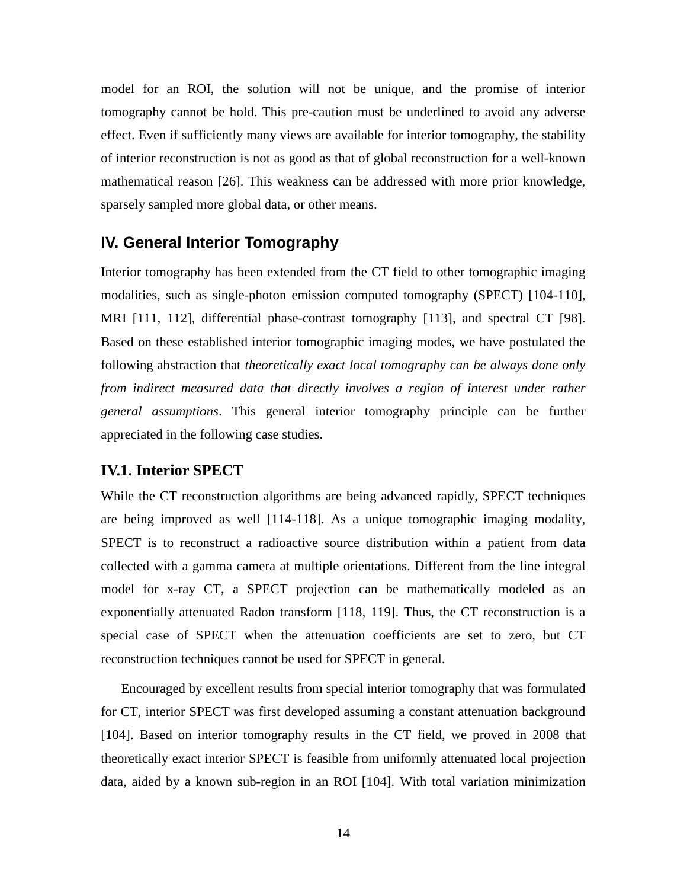model for an ROI, the solution will not be unique, and the promise of interior tomography cannot be hold. This pre-caution must be underlined to avoid any adverse effect. Even if sufficiently many views are available for interior tomography, the stability of interior reconstruction is not as good as that of global reconstruction for a well-known mathematical reason [26]. This weakness can be addressed with more prior knowledge, sparsely sampled more global data, or other means.

## IV. General Interior Tomography

Interior tomography has been extended from the CT field to other tomographic imaging modalities, such as single-photon emission computed tomography (SPECT) [104-110], MRI [111, 112], differential phase-contrast tomography [113], and spectral CT [98]. Based on these established interior tomographic imaging modes, we have postulated the following abstraction that *theoretically exact local tomography can be always done only from indirect measured data that directly involves a region of interest under rather general assumptions*. This general interior tomography principle can be further appreciated in the following case studies.

### IV.1. Interior SPECT

While the CT reconstruction algorithms are being advanced rapidly, SPECT techniques are being improved as well [114-118]. As a unique tomographic imaging modality, SPECT is to reconstruct a radioactive source distribution within a patient from data collected with a gamma camera at multiple orientations. Different from the line integral model for x-ray CT, a SPECT projection can be mathematically modeled as an exponentially attenuated Radon transform [118, 119]. Thus, the CT reconstruction is a special case of SPECT when the attenuation coefficients are set to zero, but CT reconstruction techniques cannot be used for SPECT in general.

Encouraged by excellent results from special interior tomography that was formulated for CT, interior SPECT was first developed assuming a constant attenuation background [104]. Based on interior tomography results in the CT field, we proved in 2008 that theoretically exact interior SPECT is feasible from uniformly attenuated local projection data, aided by a known sub-region in an ROI [104]. With total variation minimization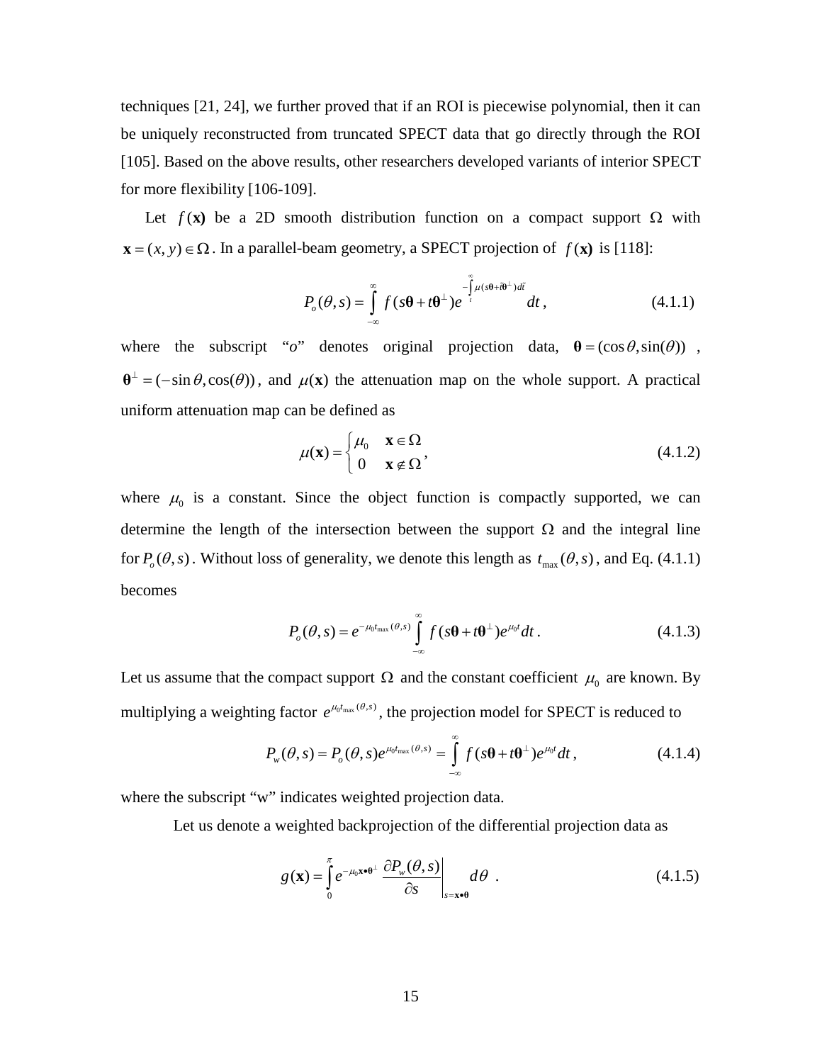techniques [21, 24], we further proved that if an ROI is piecewise polynomial, then it can be uniquely reconstructed from truncated SPECT data that go directly through the ROI [105]. Based on the above results, other researchers developed variants of interior SPECT for more flexibility [106-109].

Let $f(\mathbf{x})$ be a 2D smooth distribution function on a compact support $\Omega$ with $\mathbf{x}=(x,y)\in\Omega$. In a parallel-beam geometry, a SPECT projection of $f(\mathbf{x})$ is [118]:

$$P_o(\theta,s)=\int_{-\infty}^{\infty} f(s\boldsymbol{\theta}+t\boldsymbol{\theta}^{\perp})e^{-\int_t^{\infty}\mu(s\boldsymbol{\theta}+\tilde{t}\boldsymbol{\theta}^{\perp})d\tilde{t}}dt, \tag{4.1.1}$$

where the subscript "*o*" denotes original projection data, $\boldsymbol{\theta}=(\cos\theta,\sin(\theta))$, $\boldsymbol{\theta}^{\perp}=(-\sin\theta,\cos(\theta))$, and $\mu(\mathbf{x})$ the attenuation map on the whole support. A practical uniform attenuation map can be defined as

$$\mu(\mathbf{x})=\begin{cases}\mu_0 & \mathbf{x}\in\Omega\\ 0 & \mathbf{x}\notin\Omega\end{cases}, \tag{4.1.2}$$

where $\mu_0$ is a constant. Since the object function is compactly supported, we can determine the length of the intersection between the support $\Omega$ and the integral line for $P_o(\theta,s)$. Without loss of generality, we denote this length as $t_{\max}(\theta,s)$, and Eq. (4.1.1) becomes

$$P_o(\theta,s)=e^{-\mu_0 t_{\max}(\theta,s)}\int_{-\infty}^{\infty} f(s\boldsymbol{\theta}+t\boldsymbol{\theta}^{\perp})e^{\mu_0 t}dt. \tag{4.1.3}$$

Let us assume that the compact support $\Omega$ and the constant coefficient $\mu_0$ are known. By multiplying a weighting factor $e^{\mu_0 t_{\max}(\theta,s)}$, the projection model for SPECT is reduced to

$$P_w(\theta,s)=P_o(\theta,s)e^{\mu_0 t_{\max}(\theta,s)}=\int_{-\infty}^{\infty} f(s\boldsymbol{\theta}+t\boldsymbol{\theta}^{\perp})e^{\mu_0 t}dt, \tag{4.1.4}$$

where the subscript "w" indicates weighted projection data.

Let us denote a weighted backprojection of the differential projection data as

$$g(\mathbf{x})=\int_0^{\pi} e^{-\mu_0\mathbf{x}\bullet\boldsymbol{\theta}^{\perp}}\left.\frac{\partial P_w(\theta,s)}{\partial s}\right|_{s=\mathbf{x}\bullet\boldsymbol{\theta}}d\theta\ . \tag{4.1.5}$$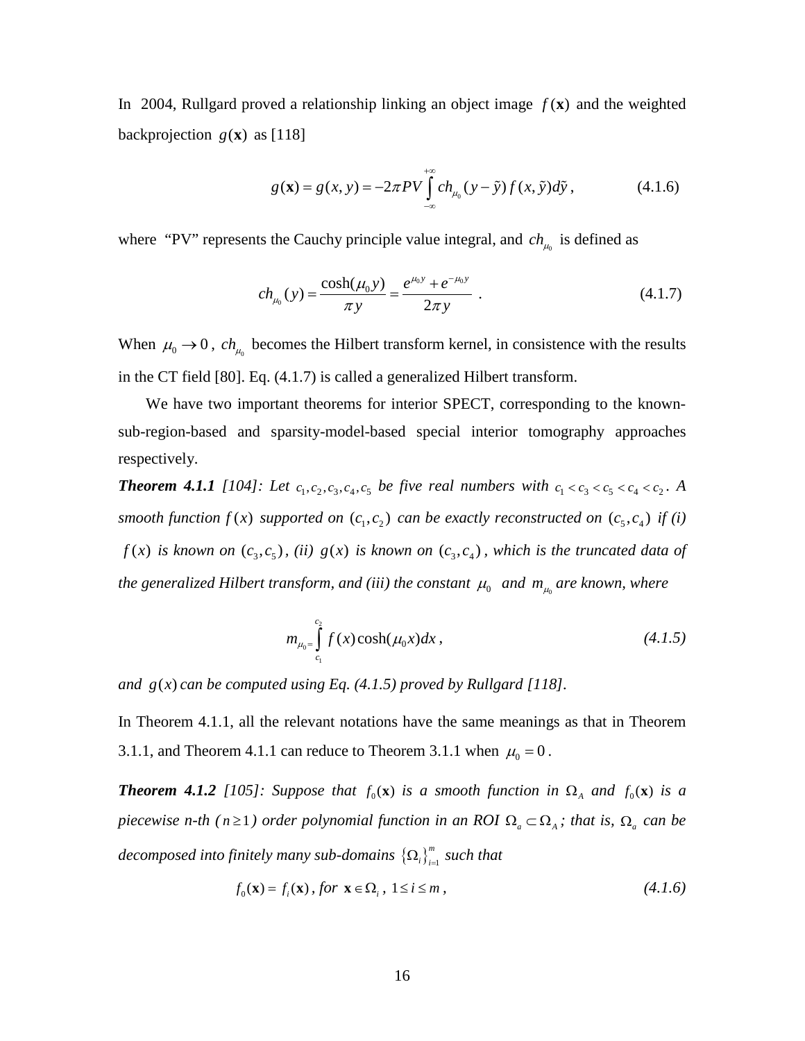In 2004, Rullgard proved a relationship linking an object image $f(\mathbf{x})$ and the weighted backprojection $g(\mathbf{x})$ as [118]

$$g(\mathbf{x}) = g(x, y) = -2\pi PV \int_{-\infty}^{+\infty} ch_{\mu_0}(y - \tilde{y}) f(x, \tilde{y}) d\tilde{y}, \tag{4.1.6}$$

where "PV" represents the Cauchy principle value integral, and $ch_{\mu_0}$ is defined as

$$ch_{\mu_0}(y) = \frac{\cosh(\mu_0 y)}{\pi y} = \frac{e^{\mu_0 y} + e^{-\mu_0 y}}{2\pi y} . \tag{4.1.7}$$

When $\mu_0 \to 0$, $ch_{\mu_0}$ becomes the Hilbert transform kernel, in consistence with the results in the CT field [80]. Eq. (4.1.7) is called a generalized Hilbert transform.

We have two important theorems for interior SPECT, corresponding to the known-sub-region-based and sparsity-model-based special interior tomography approaches respectively.

***Theorem 4.1.1*** *[104]: Let $c_1, c_2, c_3, c_4, c_5$ be five real numbers with $c_1 < c_3 < c_5 < c_4 < c_2$. A smooth function $f(x)$ supported on $(c_1, c_2)$ can be exactly reconstructed on $(c_5, c_4)$ if (i) $f(x)$ is known on $(c_3, c_5)$, (ii) $g(x)$ is known on $(c_3, c_4)$, which is the truncated data of the generalized Hilbert transform, and (iii) the constant $\mu_0$ and $m_{\mu_0}$ are known, where*

$$m_{\mu_0} = \int_{c_1}^{c_2} f(x)\cosh(\mu_0 x) dx, \tag{4.1.5}$$

*and $g(x)$ can be computed using Eq. (4.1.5) proved by Rullgard [118].*

In Theorem 4.1.1, all the relevant notations have the same meanings as that in Theorem 3.1.1, and Theorem 4.1.1 can reduce to Theorem 3.1.1 when $\mu_0 = 0$.

***Theorem 4.1.2*** *[105]: Suppose that $f_0(\mathbf{x})$ is a smooth function in $\Omega_A$ and $f_0(\mathbf{x})$ is a piecewise n-th ($n \geq 1$) order polynomial function in an ROI $\Omega_a \subset \Omega_A$; that is, $\Omega_a$ can be decomposed into finitely many sub-domains $\{\Omega_i\}_{i=1}^{m}$ such that*

$$f_0(\mathbf{x}) = f_i(\mathbf{x}), \text{ for } \mathbf{x} \in \Omega_i, \ 1 \leq i \leq m, \tag{4.1.6}$$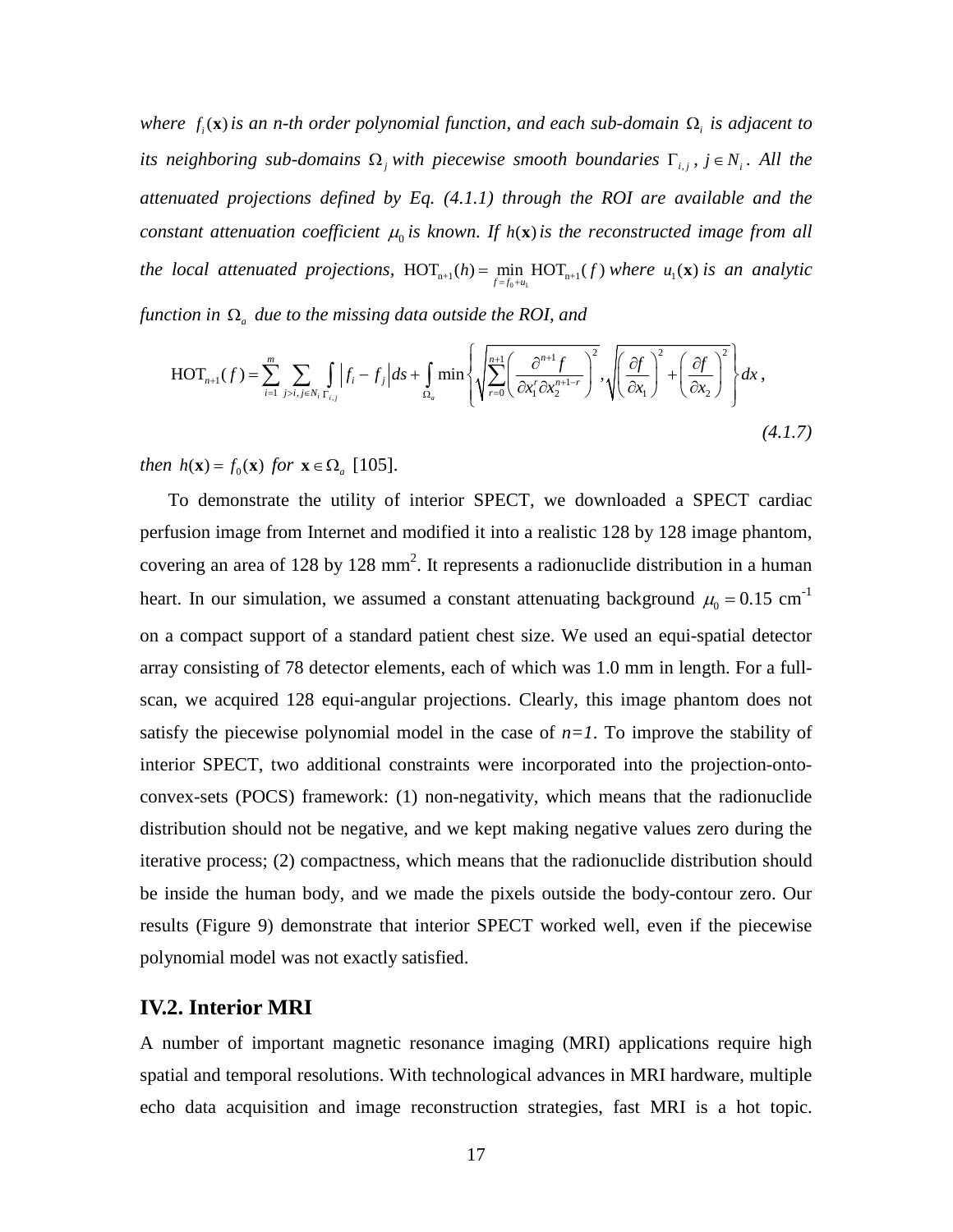*where $f_i(\mathbf{x})$ is an n-th order polynomial function, and each sub-domain $\Omega_i$ is adjacent to its neighboring sub-domains $\Omega_j$ with piecewise smooth boundaries $\Gamma_{i,j}$, $j \in N_i$. All the attenuated projections defined by Eq. (4.1.1) through the ROI are available and the constant attenuation coefficient $\mu_0$ is known. If $h(\mathbf{x})$ is the reconstructed image from all the local attenuated projections, $\mathrm{HOT}_{n+1}(h) = \min_{f=f_0+u_1} \mathrm{HOT}_{n+1}(f)$ where $u_1(\mathbf{x})$ is an analytic function in $\Omega_a$ due to the missing data outside the ROI, and*

$$\mathrm{HOT}_{n+1}(f) = \sum_{i=1}^{m} \sum_{j>i, j \in N_i} \int_{\Gamma_{i,j}} \left| f_i - f_j \right| ds + \int_{\Omega_a} \min \left\{ \sqrt{\sum_{r=0}^{n+1} \left( \frac{\partial^{n+1} f}{\partial x_1^r \partial x_2^{n+1-r}} \right)^2}, \sqrt{\left( \frac{\partial f}{\partial x_1} \right)^2 + \left( \frac{\partial f}{\partial x_2} \right)^2} \right\} dx, \tag{4.1.7}$$

*then $h(\mathbf{x}) = f_0(\mathbf{x})$ for $\mathbf{x} \in \Omega_a$* [105].

To demonstrate the utility of interior SPECT, we downloaded a SPECT cardiac perfusion image from Internet and modified it into a realistic 128 by 128 image phantom, covering an area of 128 by 128 mm$^2$. It represents a radionuclide distribution in a human heart. In our simulation, we assumed a constant attenuating background $\mu_0 = 0.15$ cm$^{-1}$ on a compact support of a standard patient chest size. We used an equi-spatial detector array consisting of 78 detector elements, each of which was 1.0 mm in length. For a full-scan, we acquired 128 equi-angular projections. Clearly, this image phantom does not satisfy the piecewise polynomial model in the case of *n=1*. To improve the stability of interior SPECT, two additional constraints were incorporated into the projection-onto-convex-sets (POCS) framework: (1) non-negativity, which means that the radionuclide distribution should not be negative, and we kept making negative values zero during the iterative process; (2) compactness, which means that the radionuclide distribution should be inside the human body, and we made the pixels outside the body-contour zero. Our results (Figure 9) demonstrate that interior SPECT worked well, even if the piecewise polynomial model was not exactly satisfied.

## IV.2. Interior MRI

A number of important magnetic resonance imaging (MRI) applications require high spatial and temporal resolutions. With technological advances in MRI hardware, multiple echo data acquisition and image reconstruction strategies, fast MRI is a hot topic.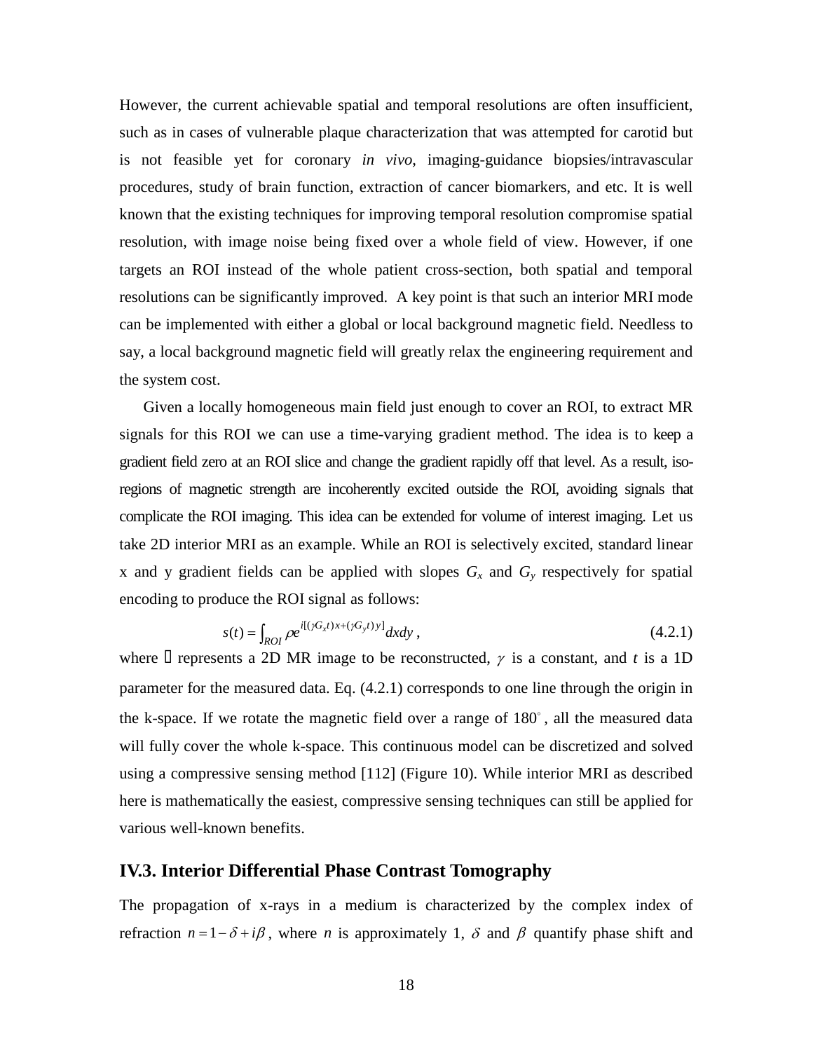However, the current achievable spatial and temporal resolutions are often insufficient, such as in cases of vulnerable plaque characterization that was attempted for carotid but is not feasible yet for coronary *in vivo*, imaging-guidance biopsies/intravascular procedures, study of brain function, extraction of cancer biomarkers, and etc. It is well known that the existing techniques for improving temporal resolution compromise spatial resolution, with image noise being fixed over a whole field of view. However, if one targets an ROI instead of the whole patient cross-section, both spatial and temporal resolutions can be significantly improved. A key point is that such an interior MRI mode can be implemented with either a global or local background magnetic field. Needless to say, a local background magnetic field will greatly relax the engineering requirement and the system cost.

Given a locally homogeneous main field just enough to cover an ROI, to extract MR signals for this ROI we can use a time-varying gradient method. The idea is to keep a gradient field zero at an ROI slice and change the gradient rapidly off that level. As a result, iso-regions of magnetic strength are incoherently excited outside the ROI, avoiding signals that complicate the ROI imaging. This idea can be extended for volume of interest imaging. Let us take 2D interior MRI as an example. While an ROI is selectively excited, standard linear x and y gradient fields can be applied with slopes $G_x$ and $G_y$ respectively for spatial encoding to produce the ROI signal as follows:

$$s(t) = \int_{ROI} \rho e^{i[(\gamma G_x t)x + (\gamma G_y t)y]} dxdy \,, \tag{4.2.1}$$

where $\rho$ represents a 2D MR image to be reconstructed, $\gamma$ is a constant, and $t$ is a 1D parameter for the measured data. Eq. (4.2.1) corresponds to one line through the origin in the k-space. If we rotate the magnetic field over a range of $180^\circ$, all the measured data will fully cover the whole k-space. This continuous model can be discretized and solved using a compressive sensing method [112] (Figure 10). While interior MRI as described here is mathematically the easiest, compressive sensing techniques can still be applied for various well-known benefits.

## IV.3. Interior Differential Phase Contrast Tomography

The propagation of x-rays in a medium is characterized by the complex index of refraction $n = 1 - \delta + i\beta$, where $n$ is approximately 1, $\delta$ and $\beta$ quantify phase shift and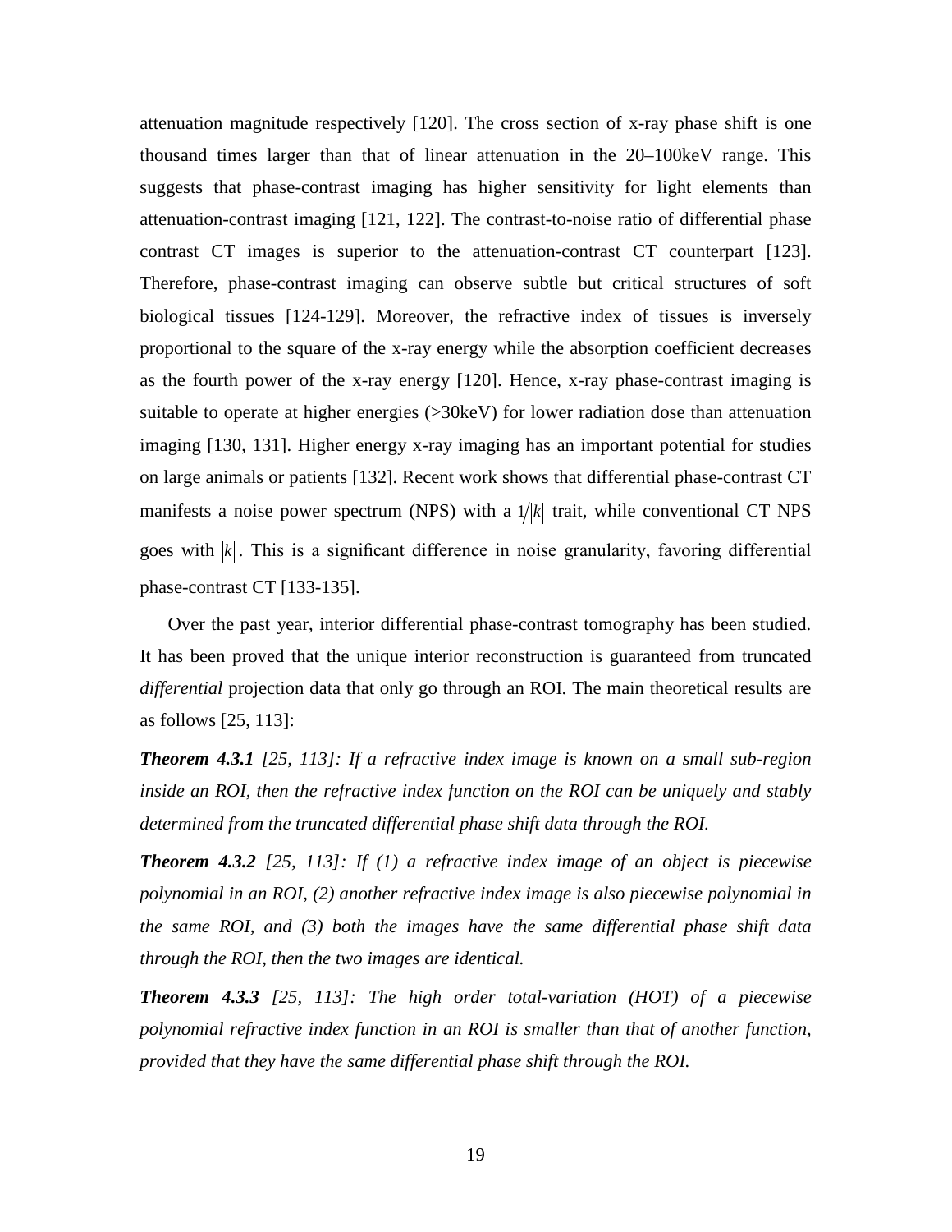attenuation magnitude respectively [120]. The cross section of x-ray phase shift is one thousand times larger than that of linear attenuation in the 20–100keV range. This suggests that phase-contrast imaging has higher sensitivity for light elements than attenuation-contrast imaging [121, 122]. The contrast-to-noise ratio of differential phase contrast CT images is superior to the attenuation-contrast CT counterpart [123]. Therefore, phase-contrast imaging can observe subtle but critical structures of soft biological tissues [124-129]. Moreover, the refractive index of tissues is inversely proportional to the square of the x-ray energy while the absorption coefficient decreases as the fourth power of the x-ray energy [120]. Hence, x-ray phase-contrast imaging is suitable to operate at higher energies (>30keV) for lower radiation dose than attenuation imaging [130, 131]. Higher energy x-ray imaging has an important potential for studies on large animals or patients [132]. Recent work shows that differential phase-contrast CT manifests a noise power spectrum (NPS) with a $1/|k|$ trait, while conventional CT NPS goes with $|k|$. This is a significant difference in noise granularity, favoring differential phase-contrast CT [133-135].

Over the past year, interior differential phase-contrast tomography has been studied. It has been proved that the unique interior reconstruction is guaranteed from truncated *differential* projection data that only go through an ROI. The main theoretical results are as follows [25, 113]:

***Theorem 4.3.1*** *[25, 113]: If a refractive index image is known on a small sub-region inside an ROI, then the refractive index function on the ROI can be uniquely and stably determined from the truncated differential phase shift data through the ROI.*

***Theorem 4.3.2*** *[25, 113]: If (1) a refractive index image of an object is piecewise polynomial in an ROI, (2) another refractive index image is also piecewise polynomial in the same ROI, and (3) both the images have the same differential phase shift data through the ROI, then the two images are identical.*

***Theorem 4.3.3*** *[25, 113]: The high order total-variation (HOT) of a piecewise polynomial refractive index function in an ROI is smaller than that of another function, provided that they have the same differential phase shift through the ROI.*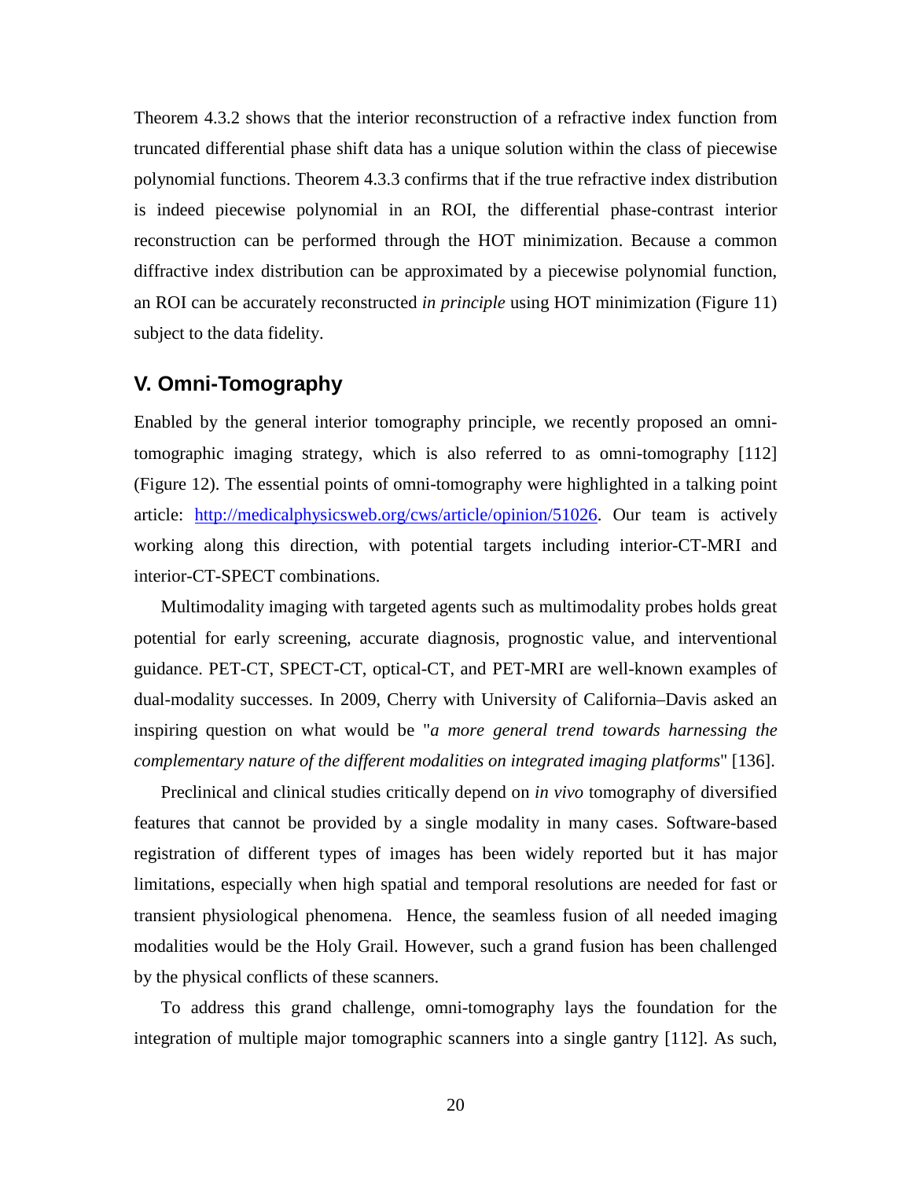Theorem 4.3.2 shows that the interior reconstruction of a refractive index function from truncated differential phase shift data has a unique solution within the class of piecewise polynomial functions. Theorem 4.3.3 confirms that if the true refractive index distribution is indeed piecewise polynomial in an ROI, the differential phase-contrast interior reconstruction can be performed through the HOT minimization. Because a common diffractive index distribution can be approximated by a piecewise polynomial function, an ROI can be accurately reconstructed *in principle* using HOT minimization (Figure 11) subject to the data fidelity.

## V. Omni-Tomography

Enabled by the general interior tomography principle, we recently proposed an omni-tomographic imaging strategy, which is also referred to as omni-tomography [112] (Figure 12). The essential points of omni-tomography were highlighted in a talking point article: [http://medicalphysicsweb.org/cws/article/opinion/51026](http://medicalphysicsweb.org/cws/article/opinion/51026). Our team is actively working along this direction, with potential targets including interior-CT-MRI and interior-CT-SPECT combinations.

Multimodality imaging with targeted agents such as multimodality probes holds great potential for early screening, accurate diagnosis, prognostic value, and interventional guidance. PET-CT, SPECT-CT, optical-CT, and PET-MRI are well-known examples of dual-modality successes. In 2009, Cherry with University of California–Davis asked an inspiring question on what would be "*a more general trend towards harnessing the complementary nature of the different modalities on integrated imaging platforms*" [136].

Preclinical and clinical studies critically depend on *in vivo* tomography of diversified features that cannot be provided by a single modality in many cases. Software-based registration of different types of images has been widely reported but it has major limitations, especially when high spatial and temporal resolutions are needed for fast or transient physiological phenomena. Hence, the seamless fusion of all needed imaging modalities would be the Holy Grail. However, such a grand fusion has been challenged by the physical conflicts of these scanners.

To address this grand challenge, omni-tomography lays the foundation for the integration of multiple major tomographic scanners into a single gantry [112]. As such,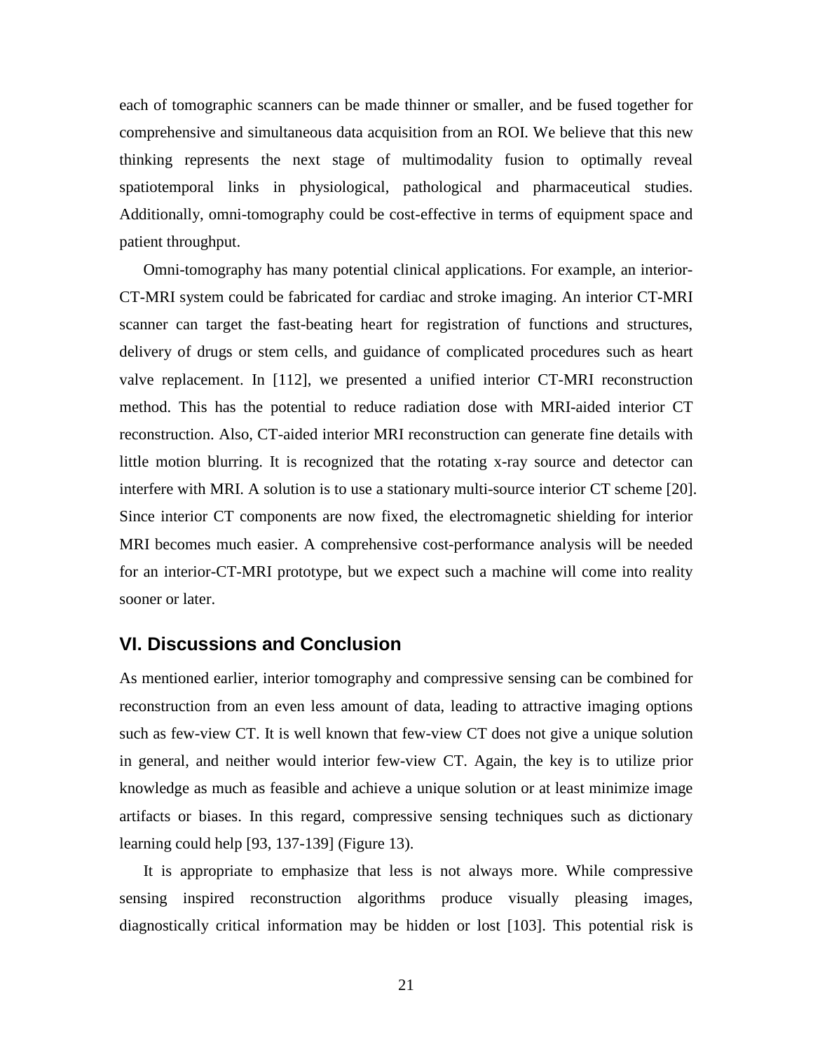each of tomographic scanners can be made thinner or smaller, and be fused together for comprehensive and simultaneous data acquisition from an ROI. We believe that this new thinking represents the next stage of multimodality fusion to optimally reveal spatiotemporal links in physiological, pathological and pharmaceutical studies. Additionally, omni-tomography could be cost-effective in terms of equipment space and patient throughput.

Omni-tomography has many potential clinical applications. For example, an interior-CT-MRI system could be fabricated for cardiac and stroke imaging. An interior CT-MRI scanner can target the fast-beating heart for registration of functions and structures, delivery of drugs or stem cells, and guidance of complicated procedures such as heart valve replacement. In [112], we presented a unified interior CT-MRI reconstruction method. This has the potential to reduce radiation dose with MRI-aided interior CT reconstruction. Also, CT-aided interior MRI reconstruction can generate fine details with little motion blurring. It is recognized that the rotating x-ray source and detector can interfere with MRI. A solution is to use a stationary multi-source interior CT scheme [20]. Since interior CT components are now fixed, the electromagnetic shielding for interior MRI becomes much easier. A comprehensive cost-performance analysis will be needed for an interior-CT-MRI prototype, but we expect such a machine will come into reality sooner or later.

## VI. Discussions and Conclusion

As mentioned earlier, interior tomography and compressive sensing can be combined for reconstruction from an even less amount of data, leading to attractive imaging options such as few-view CT. It is well known that few-view CT does not give a unique solution in general, and neither would interior few-view CT. Again, the key is to utilize prior knowledge as much as feasible and achieve a unique solution or at least minimize image artifacts or biases. In this regard, compressive sensing techniques such as dictionary learning could help [93, 137-139] (Figure 13).

It is appropriate to emphasize that less is not always more. While compressive sensing inspired reconstruction algorithms produce visually pleasing images, diagnostically critical information may be hidden or lost [103]. This potential risk is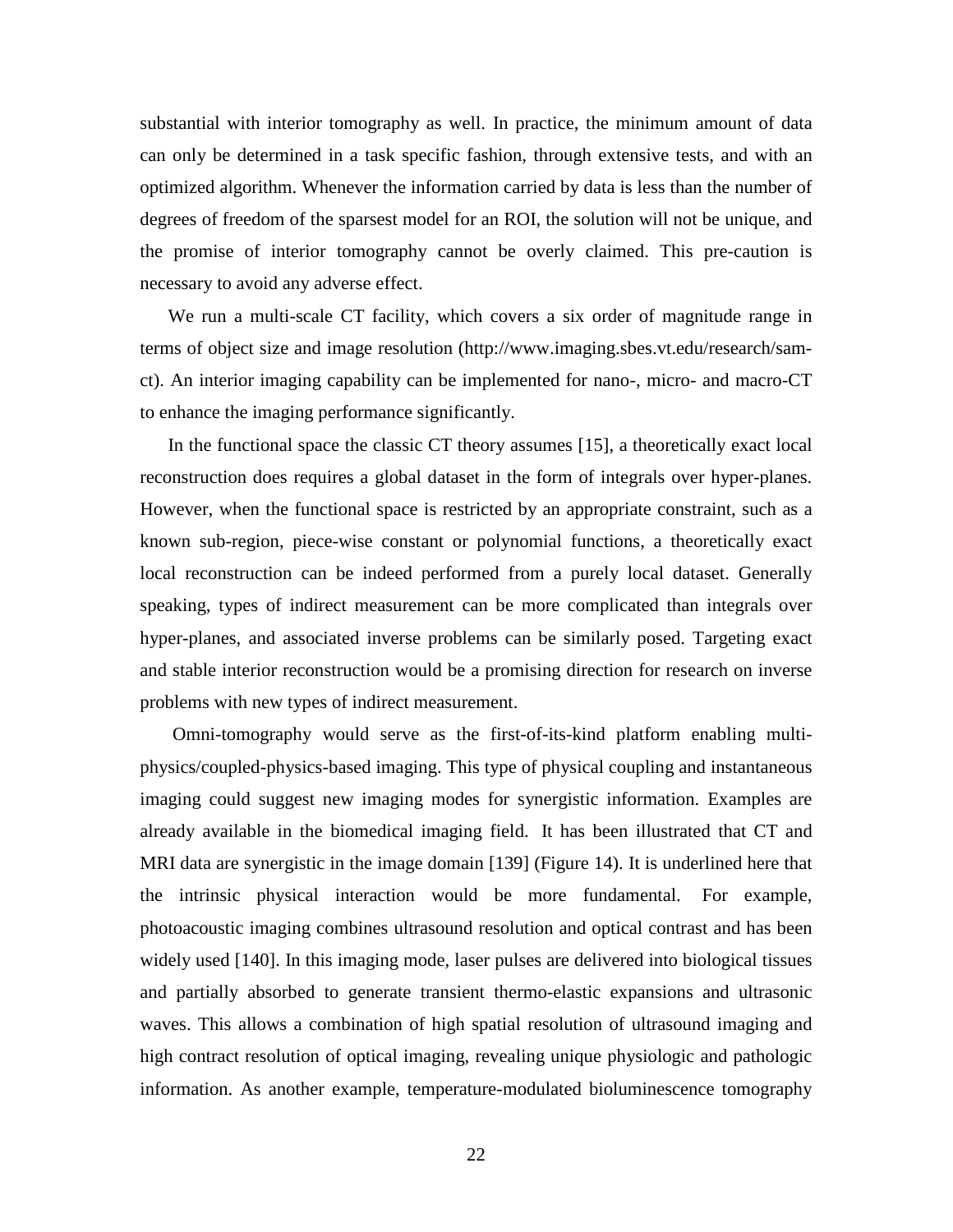substantial with interior tomography as well. In practice, the minimum amount of data can only be determined in a task specific fashion, through extensive tests, and with an optimized algorithm. Whenever the information carried by data is less than the number of degrees of freedom of the sparsest model for an ROI, the solution will not be unique, and the promise of interior tomography cannot be overly claimed. This pre-caution is necessary to avoid any adverse effect.

We run a multi-scale CT facility, which covers a six order of magnitude range in terms of object size and image resolution (http://www.imaging.sbes.vt.edu/research/sam-ct). An interior imaging capability can be implemented for nano-, micro- and macro-CT to enhance the imaging performance significantly.

In the functional space the classic CT theory assumes [15], a theoretically exact local reconstruction does requires a global dataset in the form of integrals over hyper-planes. However, when the functional space is restricted by an appropriate constraint, such as a known sub-region, piece-wise constant or polynomial functions, a theoretically exact local reconstruction can be indeed performed from a purely local dataset. Generally speaking, types of indirect measurement can be more complicated than integrals over hyper-planes, and associated inverse problems can be similarly posed. Targeting exact and stable interior reconstruction would be a promising direction for research on inverse problems with new types of indirect measurement.

Omni-tomography would serve as the first-of-its-kind platform enabling multi-physics/coupled-physics-based imaging. This type of physical coupling and instantaneous imaging could suggest new imaging modes for synergistic information. Examples are already available in the biomedical imaging field. It has been illustrated that CT and MRI data are synergistic in the image domain [139] (Figure 14). It is underlined here that the intrinsic physical interaction would be more fundamental. For example, photoacoustic imaging combines ultrasound resolution and optical contrast and has been widely used [140]. In this imaging mode, laser pulses are delivered into biological tissues and partially absorbed to generate transient thermo-elastic expansions and ultrasonic waves. This allows a combination of high spatial resolution of ultrasound imaging and high contract resolution of optical imaging, revealing unique physiologic and pathologic information. As another example, temperature-modulated bioluminescence tomography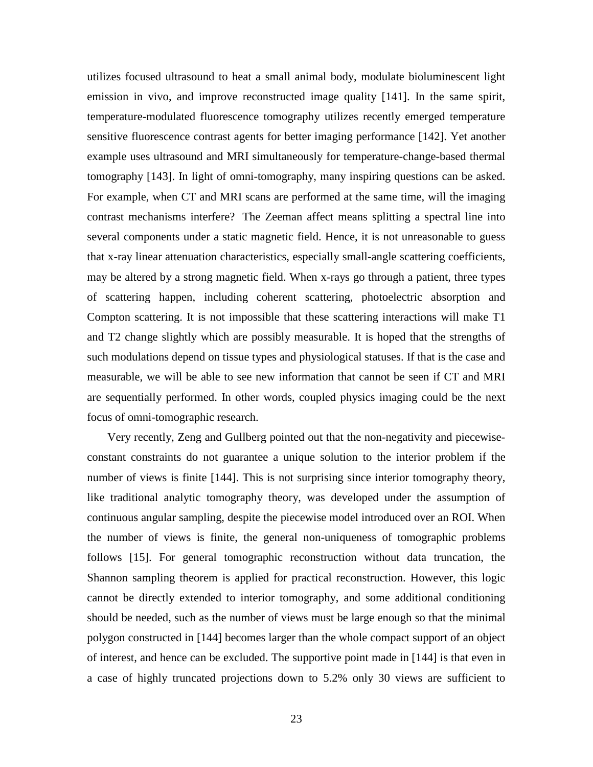utilizes focused ultrasound to heat a small animal body, modulate bioluminescent light emission in vivo, and improve reconstructed image quality [141]. In the same spirit, temperature-modulated fluorescence tomography utilizes recently emerged temperature sensitive fluorescence contrast agents for better imaging performance [142]. Yet another example uses ultrasound and MRI simultaneously for temperature-change-based thermal tomography [143]. In light of omni-tomography, many inspiring questions can be asked. For example, when CT and MRI scans are performed at the same time, will the imaging contrast mechanisms interfere? The Zeeman affect means splitting a spectral line into several components under a static magnetic field. Hence, it is not unreasonable to guess that x-ray linear attenuation characteristics, especially small-angle scattering coefficients, may be altered by a strong magnetic field. When x-rays go through a patient, three types of scattering happen, including coherent scattering, photoelectric absorption and Compton scattering. It is not impossible that these scattering interactions will make T1 and T2 change slightly which are possibly measurable. It is hoped that the strengths of such modulations depend on tissue types and physiological statuses. If that is the case and measurable, we will be able to see new information that cannot be seen if CT and MRI are sequentially performed. In other words, coupled physics imaging could be the next focus of omni-tomographic research.

Very recently, Zeng and Gullberg pointed out that the non-negativity and piecewise-constant constraints do not guarantee a unique solution to the interior problem if the number of views is finite [144]. This is not surprising since interior tomography theory, like traditional analytic tomography theory, was developed under the assumption of continuous angular sampling, despite the piecewise model introduced over an ROI. When the number of views is finite, the general non-uniqueness of tomographic problems follows [15]. For general tomographic reconstruction without data truncation, the Shannon sampling theorem is applied for practical reconstruction. However, this logic cannot be directly extended to interior tomography, and some additional conditioning should be needed, such as the number of views must be large enough so that the minimal polygon constructed in [144] becomes larger than the whole compact support of an object of interest, and hence can be excluded. The supportive point made in [144] is that even in a case of highly truncated projections down to 5.2% only 30 views are sufficient to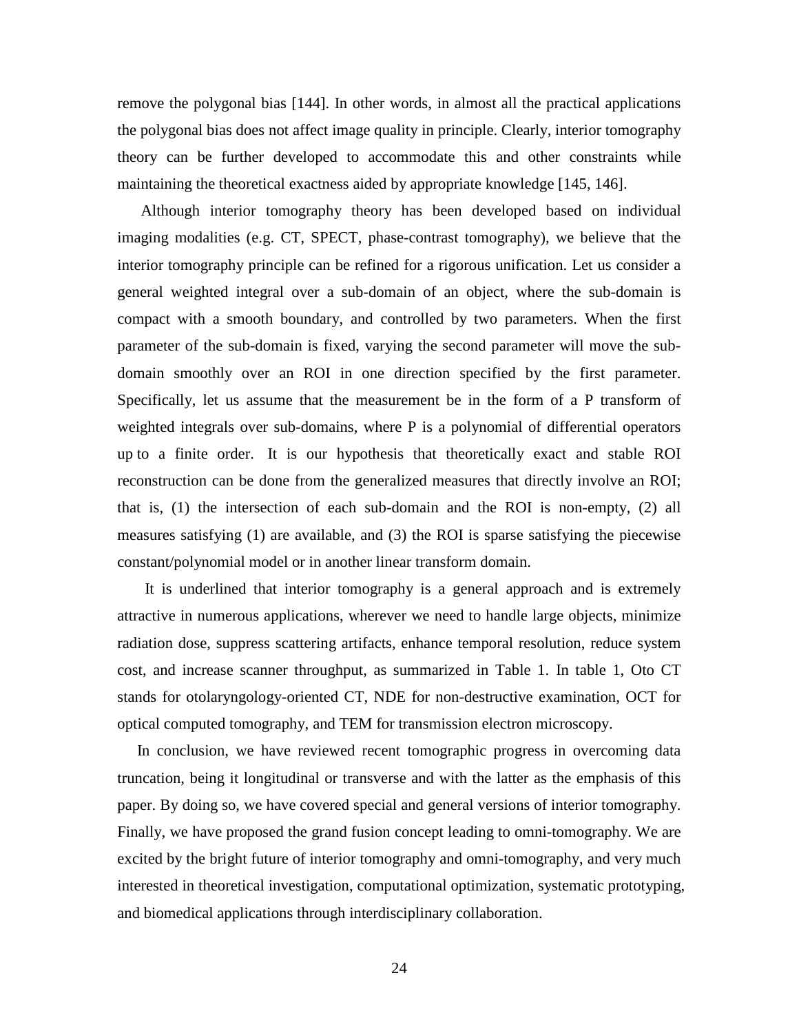remove the polygonal bias [144]. In other words, in almost all the practical applications the polygonal bias does not affect image quality in principle. Clearly, interior tomography theory can be further developed to accommodate this and other constraints while maintaining the theoretical exactness aided by appropriate knowledge [145, 146].

Although interior tomography theory has been developed based on individual imaging modalities (e.g. CT, SPECT, phase-contrast tomography), we believe that the interior tomography principle can be refined for a rigorous unification. Let us consider a general weighted integral over a sub-domain of an object, where the sub-domain is compact with a smooth boundary, and controlled by two parameters. When the first parameter of the sub-domain is fixed, varying the second parameter will move the sub-domain smoothly over an ROI in one direction specified by the first parameter. Specifically, let us assume that the measurement be in the form of a P transform of weighted integrals over sub-domains, where P is a polynomial of differential operators up to a finite order. It is our hypothesis that theoretically exact and stable ROI reconstruction can be done from the generalized measures that directly involve an ROI; that is, (1) the intersection of each sub-domain and the ROI is non-empty, (2) all measures satisfying (1) are available, and (3) the ROI is sparse satisfying the piecewise constant/polynomial model or in another linear transform domain.

It is underlined that interior tomography is a general approach and is extremely attractive in numerous applications, wherever we need to handle large objects, minimize radiation dose, suppress scattering artifacts, enhance temporal resolution, reduce system cost, and increase scanner throughput, as summarized in Table 1. In table 1, Oto CT stands for otolaryngology-oriented CT, NDE for non-destructive examination, OCT for optical computed tomography, and TEM for transmission electron microscopy.

In conclusion, we have reviewed recent tomographic progress in overcoming data truncation, being it longitudinal or transverse and with the latter as the emphasis of this paper. By doing so, we have covered special and general versions of interior tomography. Finally, we have proposed the grand fusion concept leading to omni-tomography. We are excited by the bright future of interior tomography and omni-tomography, and very much interested in theoretical investigation, computational optimization, systematic prototyping, and biomedical applications through interdisciplinary collaboration.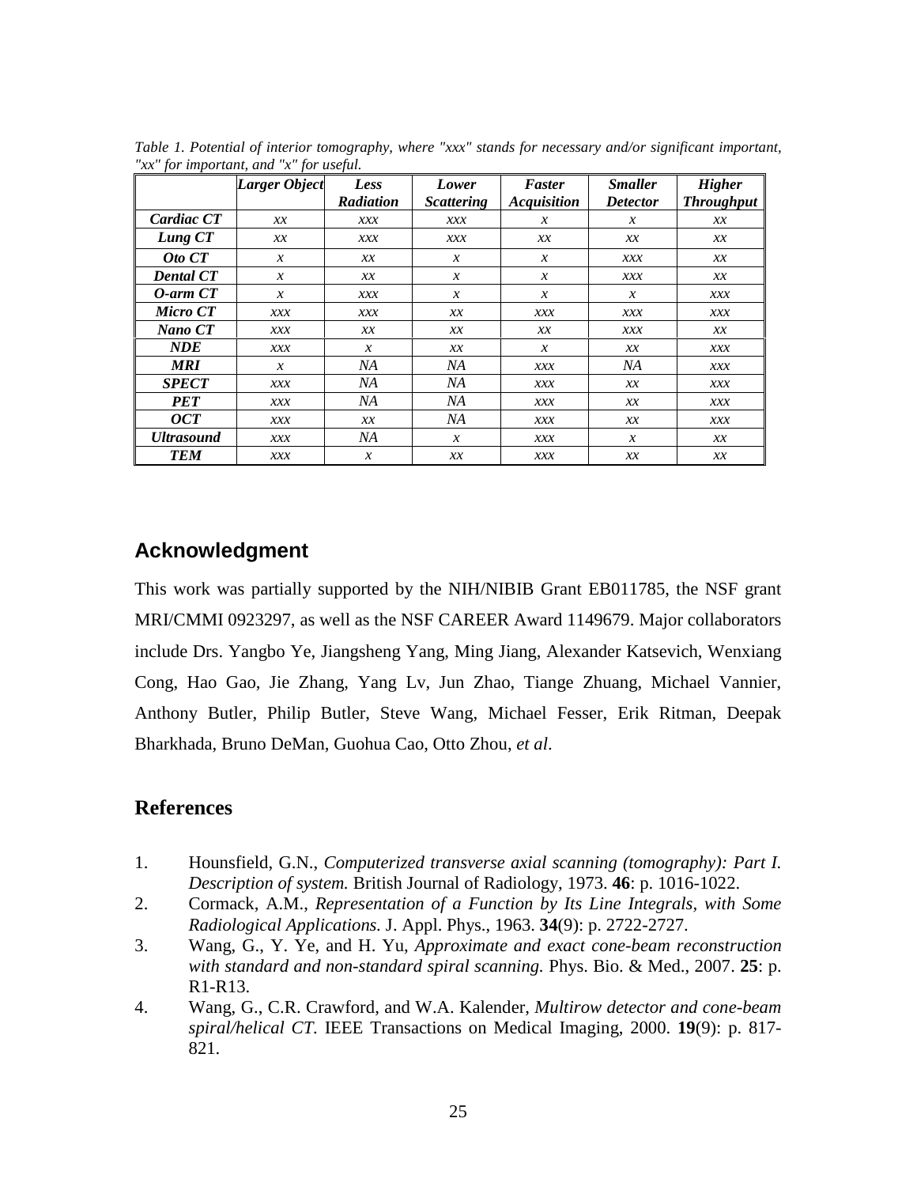*Table 1. Potential of interior tomography, where "xxx" stands for necessary and/or significant important, "xx" for important, and "x" for useful.*

| | *Larger Object* | *Less Radiation* | *Lower Scattering* | *Faster Acquisition* | *Smaller Detector* | *Higher Throughput* |
|---|---|---|---|---|---|---|
| ***Cardiac CT*** | *xx* | *xxx* | *xxx* | *x* | *x* | *xx* |
| ***Lung CT*** | *xx* | *xxx* | *xxx* | *xx* | *xx* | *xx* |
| ***Oto CT*** | *x* | *xx* | *x* | *x* | *xxx* | *xx* |
| ***Dental CT*** | *x* | *xx* | *x* | *x* | *xxx* | *xx* |
| ***O-arm CT*** | *x* | *xxx* | *x* | *x* | *x* | *xxx* |
| ***Micro CT*** | *xxx* | *xxx* | *xx* | *xxx* | *xxx* | *xxx* |
| ***Nano CT*** | *xxx* | *xx* | *xx* | *xx* | *xxx* | *xx* |
| ***NDE*** | *xxx* | *x* | *xx* | *x* | *xx* | *xxx* |
| ***MRI*** | *x* | *NA* | *NA* | *xxx* | *NA* | *xxx* |
| ***SPECT*** | *xxx* | *NA* | *NA* | *xxx* | *xx* | *xxx* |
| ***PET*** | *xxx* | *NA* | *NA* | *xxx* | *xx* | *xxx* |
| ***OCT*** | *xxx* | *xx* | *NA* | *xxx* | *xx* | *xxx* |
| ***Ultrasound*** | *xxx* | *NA* | *x* | *xxx* | *x* | *xx* |
| ***TEM*** | *xxx* | *x* | *xx* | *xxx* | *xx* | *xx* |

## Acknowledgment

This work was partially supported by the NIH/NIBIB Grant EB011785, the NSF grant MRI/CMMI 0923297, as well as the NSF CAREER Award 1149679. Major collaborators include Drs. Yangbo Ye, Jiangsheng Yang, Ming Jiang, Alexander Katsevich, Wenxiang Cong, Hao Gao, Jie Zhang, Yang Lv, Jun Zhao, Tiange Zhuang, Michael Vannier, Anthony Butler, Philip Butler, Steve Wang, Michael Fesser, Erik Ritman, Deepak Bharkhada, Bruno DeMan, Guohua Cao, Otto Zhou, *et al*.

## References

1. Hounsfield, G.N., *Computerized transverse axial scanning (tomography): Part I. Description of system.* British Journal of Radiology, 1973. **46**: p. 1016-1022.
2. Cormack, A.M., *Representation of a Function by Its Line Integrals, with Some Radiological Applications.* J. Appl. Phys., 1963. **34**(9): p. 2722-2727.
3. Wang, G., Y. Ye, and H. Yu, *Approximate and exact cone-beam reconstruction with standard and non-standard spiral scanning.* Phys. Bio. & Med., 2007. **25**: p. R1-R13.
4. Wang, G., C.R. Crawford, and W.A. Kalender, *Multirow detector and cone-beam spiral/helical CT.* IEEE Transactions on Medical Imaging, 2000. **19**(9): p. 817-821.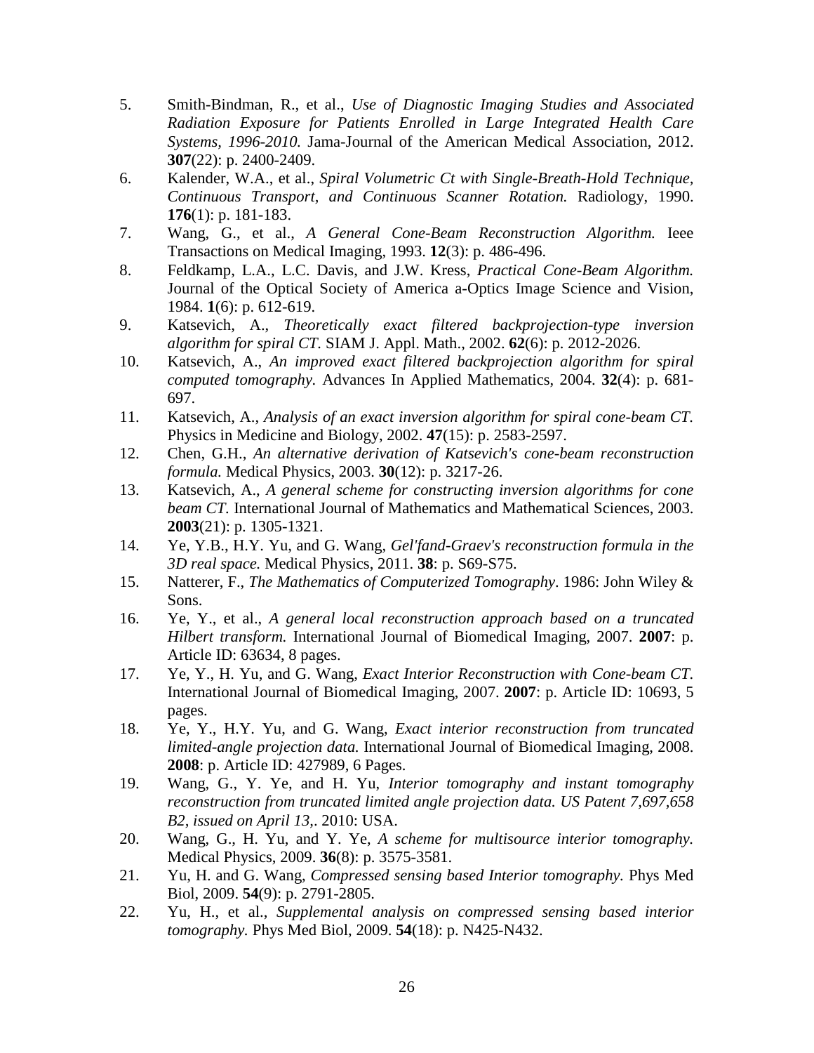5. Smith-Bindman, R., et al., *Use of Diagnostic Imaging Studies and Associated Radiation Exposure for Patients Enrolled in Large Integrated Health Care Systems, 1996-2010.* Jama-Journal of the American Medical Association, 2012. **307**(22): p. 2400-2409.
6. Kalender, W.A., et al., *Spiral Volumetric Ct with Single-Breath-Hold Technique, Continuous Transport, and Continuous Scanner Rotation.* Radiology, 1990. **176**(1): p. 181-183.
7. Wang, G., et al., *A General Cone-Beam Reconstruction Algorithm.* Ieee Transactions on Medical Imaging, 1993. **12**(3): p. 486-496.
8. Feldkamp, L.A., L.C. Davis, and J.W. Kress, *Practical Cone-Beam Algorithm.* Journal of the Optical Society of America a-Optics Image Science and Vision, 1984. **1**(6): p. 612-619.
9. Katsevich, A., *Theoretically exact filtered backprojection-type inversion algorithm for spiral CT.* SIAM J. Appl. Math., 2002. **62**(6): p. 2012-2026.
10. Katsevich, A., *An improved exact filtered backprojection algorithm for spiral computed tomography.* Advances In Applied Mathematics, 2004. **32**(4): p. 681-697.
11. Katsevich, A., *Analysis of an exact inversion algorithm for spiral cone-beam CT.* Physics in Medicine and Biology, 2002. **47**(15): p. 2583-2597.
12. Chen, G.H., *An alternative derivation of Katsevich's cone-beam reconstruction formula.* Medical Physics, 2003. **30**(12): p. 3217-26.
13. Katsevich, A., *A general scheme for constructing inversion algorithms for cone beam CT.* International Journal of Mathematics and Mathematical Sciences, 2003. **2003**(21): p. 1305-1321.
14. Ye, Y.B., H.Y. Yu, and G. Wang, *Gel'fand-Graev's reconstruction formula in the 3D real space.* Medical Physics, 2011. **38**: p. S69-S75.
15. Natterer, F., *The Mathematics of Computerized Tomography*. 1986: John Wiley & Sons.
16. Ye, Y., et al., *A general local reconstruction approach based on a truncated Hilbert transform.* International Journal of Biomedical Imaging, 2007. **2007**: p. Article ID: 63634, 8 pages.
17. Ye, Y., H. Yu, and G. Wang, *Exact Interior Reconstruction with Cone-beam CT.* International Journal of Biomedical Imaging, 2007. **2007**: p. Article ID: 10693, 5 pages.
18. Ye, Y., H.Y. Yu, and G. Wang, *Exact interior reconstruction from truncated limited-angle projection data.* International Journal of Biomedical Imaging, 2008. **2008**: p. Article ID: 427989, 6 Pages.
19. Wang, G., Y. Ye, and H. Yu, *Interior tomography and instant tomography reconstruction from truncated limited angle projection data. US Patent 7,697,658 B2, issued on April 13,.* 2010: USA.
20. Wang, G., H. Yu, and Y. Ye, *A scheme for multisource interior tomography.* Medical Physics, 2009. **36**(8): p. 3575-3581.
21. Yu, H. and G. Wang, *Compressed sensing based Interior tomography.* Phys Med Biol, 2009. **54**(9): p. 2791-2805.
22. Yu, H., et al., *Supplemental analysis on compressed sensing based interior tomography.* Phys Med Biol, 2009. **54**(18): p. N425-N432.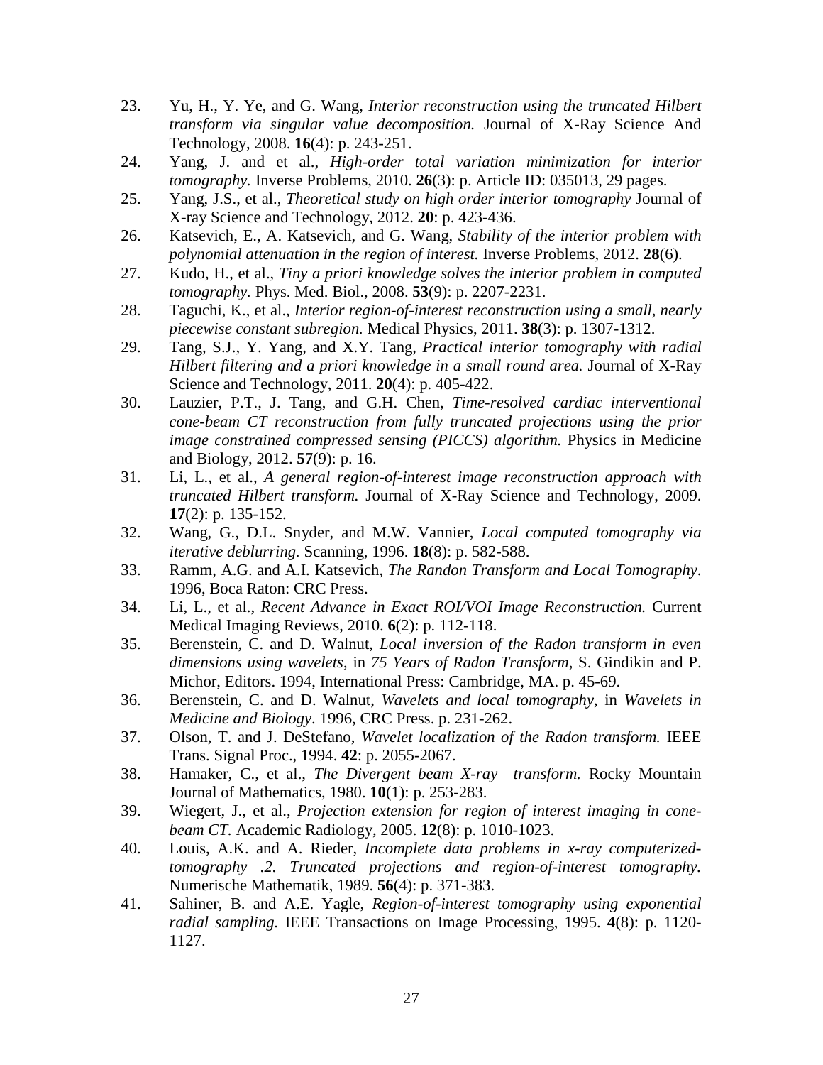23. Yu, H., Y. Ye, and G. Wang, *Interior reconstruction using the truncated Hilbert transform via singular value decomposition.* Journal of X-Ray Science And Technology, 2008. **16**(4): p. 243-251.
24. Yang, J. and et al., *High-order total variation minimization for interior tomography.* Inverse Problems, 2010. **26**(3): p. Article ID: 035013, 29 pages.
25. Yang, J.S., et al., *Theoretical study on high order interior tomography* Journal of X-ray Science and Technology, 2012. **20**: p. 423-436.
26. Katsevich, E., A. Katsevich, and G. Wang, *Stability of the interior problem with polynomial attenuation in the region of interest.* Inverse Problems, 2012. **28**(6).
27. Kudo, H., et al., *Tiny a priori knowledge solves the interior problem in computed tomography.* Phys. Med. Biol., 2008. **53**(9): p. 2207-2231.
28. Taguchi, K., et al., *Interior region-of-interest reconstruction using a small, nearly piecewise constant subregion.* Medical Physics, 2011. **38**(3): p. 1307-1312.
29. Tang, S.J., Y. Yang, and X.Y. Tang, *Practical interior tomography with radial Hilbert filtering and a priori knowledge in a small round area.* Journal of X-Ray Science and Technology, 2011. **20**(4): p. 405-422.
30. Lauzier, P.T., J. Tang, and G.H. Chen, *Time-resolved cardiac interventional cone-beam CT reconstruction from fully truncated projections using the prior image constrained compressed sensing (PICCS) algorithm.* Physics in Medicine and Biology, 2012. **57**(9): p. 16.
31. Li, L., et al., *A general region-of-interest image reconstruction approach with truncated Hilbert transform.* Journal of X-Ray Science and Technology, 2009. **17**(2): p. 135-152.
32. Wang, G., D.L. Snyder, and M.W. Vannier, *Local computed tomography via iterative deblurring.* Scanning, 1996. **18**(8): p. 582-588.
33. Ramm, A.G. and A.I. Katsevich, *The Randon Transform and Local Tomography*. 1996, Boca Raton: CRC Press.
34. Li, L., et al., *Recent Advance in Exact ROI/VOI Image Reconstruction.* Current Medical Imaging Reviews, 2010. **6**(2): p. 112-118.
35. Berenstein, C. and D. Walnut, *Local inversion of the Radon transform in even dimensions using wavelets*, in *75 Years of Radon Transform*, S. Gindikin and P. Michor, Editors. 1994, International Press: Cambridge, MA. p. 45-69.
36. Berenstein, C. and D. Walnut, *Wavelets and local tomography*, in *Wavelets in Medicine and Biology*. 1996, CRC Press. p. 231-262.
37. Olson, T. and J. DeStefano, *Wavelet localization of the Radon transform.* IEEE Trans. Signal Proc., 1994. **42**: p. 2055-2067.
38. Hamaker, C., et al., *The Divergent beam X-ray transform.* Rocky Mountain Journal of Mathematics, 1980. **10**(1): p. 253-283.
39. Wiegert, J., et al., *Projection extension for region of interest imaging in cone-beam CT.* Academic Radiology, 2005. **12**(8): p. 1010-1023.
40. Louis, A.K. and A. Rieder, *Incomplete data problems in x-ray computerized-tomography .2. Truncated projections and region-of-interest tomography.* Numerische Mathematik, 1989. **56**(4): p. 371-383.
41. Sahiner, B. and A.E. Yagle, *Region-of-interest tomography using exponential radial sampling.* IEEE Transactions on Image Processing, 1995. **4**(8): p. 1120-1127.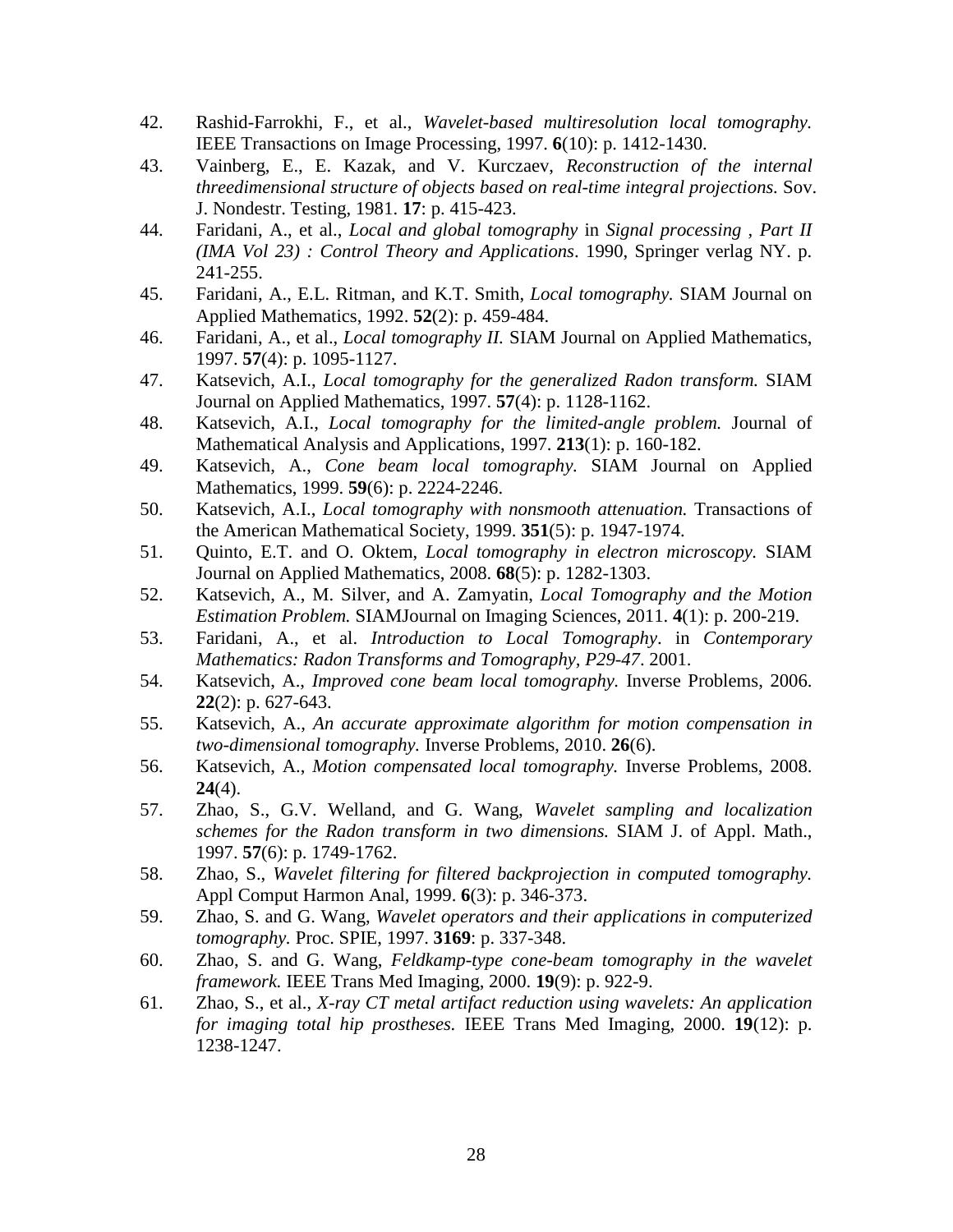42. Rashid-Farrokhi, F., et al., *Wavelet-based multiresolution local tomography.* IEEE Transactions on Image Processing, 1997. **6**(10): p. 1412-1430.
43. Vainberg, E., E. Kazak, and V. Kurczaev, *Reconstruction of the internal threedimensional structure of objects based on real-time integral projections.* Sov. J. Nondestr. Testing, 1981. **17**: p. 415-423.
44. Faridani, A., et al., *Local and global tomography* in *Signal processing , Part II (IMA Vol 23) : Control Theory and Applications*. 1990, Springer verlag NY. p. 241-255.
45. Faridani, A., E.L. Ritman, and K.T. Smith, *Local tomography.* SIAM Journal on Applied Mathematics, 1992. **52**(2): p. 459-484.
46. Faridani, A., et al., *Local tomography II.* SIAM Journal on Applied Mathematics, 1997. **57**(4): p. 1095-1127.
47. Katsevich, A.I., *Local tomography for the generalized Radon transform.* SIAM Journal on Applied Mathematics, 1997. **57**(4): p. 1128-1162.
48. Katsevich, A.I., *Local tomography for the limited-angle problem.* Journal of Mathematical Analysis and Applications, 1997. **213**(1): p. 160-182.
49. Katsevich, A., *Cone beam local tomography.* SIAM Journal on Applied Mathematics, 1999. **59**(6): p. 2224-2246.
50. Katsevich, A.I., *Local tomography with nonsmooth attenuation.* Transactions of the American Mathematical Society, 1999. **351**(5): p. 1947-1974.
51. Quinto, E.T. and O. Oktem, *Local tomography in electron microscopy.* SIAM Journal on Applied Mathematics, 2008. **68**(5): p. 1282-1303.
52. Katsevich, A., M. Silver, and A. Zamyatin, *Local Tomography and the Motion Estimation Problem.* SIAMJournal on Imaging Sciences, 2011. **4**(1): p. 200-219.
53. Faridani, A., et al. *Introduction to Local Tomography*. in *Contemporary Mathematics: Radon Transforms and Tomography, P29-47*. 2001.
54. Katsevich, A., *Improved cone beam local tomography.* Inverse Problems, 2006. **22**(2): p. 627-643.
55. Katsevich, A., *An accurate approximate algorithm for motion compensation in two-dimensional tomography.* Inverse Problems, 2010. **26**(6).
56. Katsevich, A., *Motion compensated local tomography.* Inverse Problems, 2008. **24**(4).
57. Zhao, S., G.V. Welland, and G. Wang, *Wavelet sampling and localization schemes for the Radon transform in two dimensions.* SIAM J. of Appl. Math., 1997. **57**(6): p. 1749-1762.
58. Zhao, S., *Wavelet filtering for filtered backprojection in computed tomography.* Appl Comput Harmon Anal, 1999. **6**(3): p. 346-373.
59. Zhao, S. and G. Wang, *Wavelet operators and their applications in computerized tomography.* Proc. SPIE, 1997. **3169**: p. 337-348.
60. Zhao, S. and G. Wang, *Feldkamp-type cone-beam tomography in the wavelet framework.* IEEE Trans Med Imaging, 2000. **19**(9): p. 922-9.
61. Zhao, S., et al., *X-ray CT metal artifact reduction using wavelets: An application for imaging total hip prostheses.* IEEE Trans Med Imaging, 2000. **19**(12): p. 1238-1247.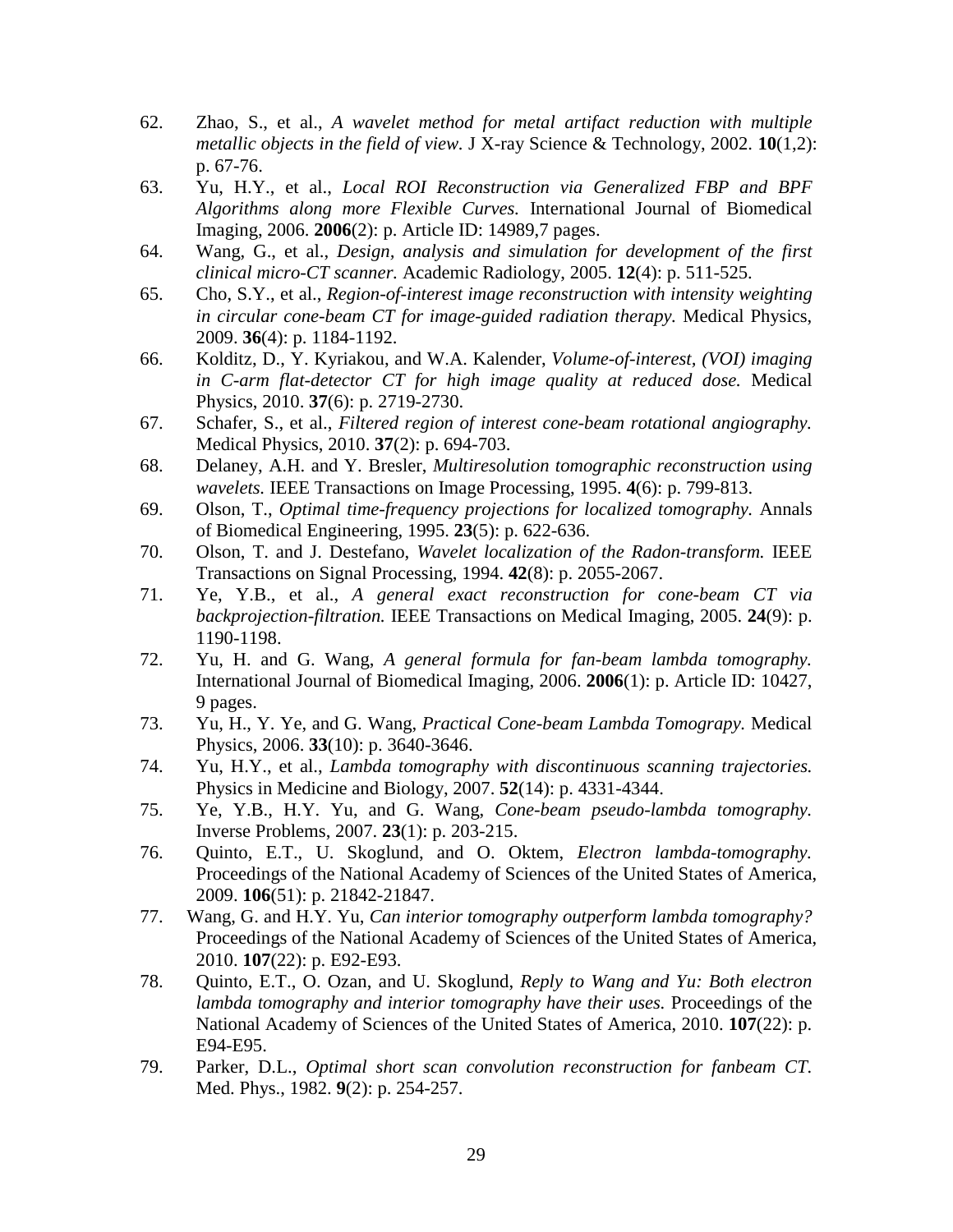62. Zhao, S., et al., *A wavelet method for metal artifact reduction with multiple metallic objects in the field of view.* J X-ray Science & Technology, 2002. **10**(1,2): p. 67-76.
63. Yu, H.Y., et al., *Local ROI Reconstruction via Generalized FBP and BPF Algorithms along more Flexible Curves.* International Journal of Biomedical Imaging, 2006. **2006**(2): p. Article ID: 14989,7 pages.
64. Wang, G., et al., *Design, analysis and simulation for development of the first clinical micro-CT scanner.* Academic Radiology, 2005. **12**(4): p. 511-525.
65. Cho, S.Y., et al., *Region-of-interest image reconstruction with intensity weighting in circular cone-beam CT for image-guided radiation therapy.* Medical Physics, 2009. **36**(4): p. 1184-1192.
66. Kolditz, D., Y. Kyriakou, and W.A. Kalender, *Volume-of-interest, (VOI) imaging in C-arm flat-detector CT for high image quality at reduced dose.* Medical Physics, 2010. **37**(6): p. 2719-2730.
67. Schafer, S., et al., *Filtered region of interest cone-beam rotational angiography.* Medical Physics, 2010. **37**(2): p. 694-703.
68. Delaney, A.H. and Y. Bresler, *Multiresolution tomographic reconstruction using wavelets.* IEEE Transactions on Image Processing, 1995. **4**(6): p. 799-813.
69. Olson, T., *Optimal time-frequency projections for localized tomography.* Annals of Biomedical Engineering, 1995. **23**(5): p. 622-636.
70. Olson, T. and J. Destefano, *Wavelet localization of the Radon-transform.* IEEE Transactions on Signal Processing, 1994. **42**(8): p. 2055-2067.
71. Ye, Y.B., et al., *A general exact reconstruction for cone-beam CT via backprojection-filtration.* IEEE Transactions on Medical Imaging, 2005. **24**(9): p. 1190-1198.
72. Yu, H. and G. Wang, *A general formula for fan-beam lambda tomography.* International Journal of Biomedical Imaging, 2006. **2006**(1): p. Article ID: 10427, 9 pages.
73. Yu, H., Y. Ye, and G. Wang, *Practical Cone-beam Lambda Tomograpy.* Medical Physics, 2006. **33**(10): p. 3640-3646.
74. Yu, H.Y., et al., *Lambda tomography with discontinuous scanning trajectories.* Physics in Medicine and Biology, 2007. **52**(14): p. 4331-4344.
75. Ye, Y.B., H.Y. Yu, and G. Wang, *Cone-beam pseudo-lambda tomography.* Inverse Problems, 2007. **23**(1): p. 203-215.
76. Quinto, E.T., U. Skoglund, and O. Oktem, *Electron lambda-tomography.* Proceedings of the National Academy of Sciences of the United States of America, 2009. **106**(51): p. 21842-21847.
77. Wang, G. and H.Y. Yu, *Can interior tomography outperform lambda tomography?* Proceedings of the National Academy of Sciences of the United States of America, 2010. **107**(22): p. E92-E93.
78. Quinto, E.T., O. Ozan, and U. Skoglund, *Reply to Wang and Yu: Both electron lambda tomography and interior tomography have their uses.* Proceedings of the National Academy of Sciences of the United States of America, 2010. **107**(22): p. E94-E95.
79. Parker, D.L., *Optimal short scan convolution reconstruction for fanbeam CT.* Med. Phys., 1982. **9**(2): p. 254-257.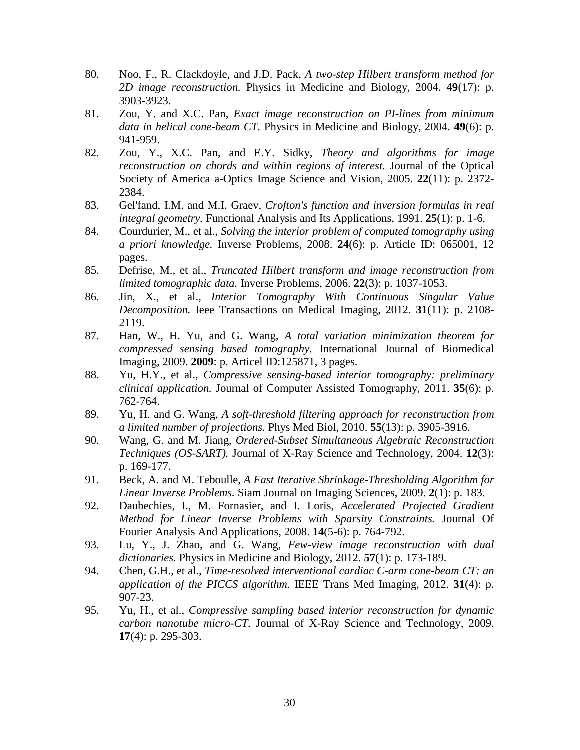80. Noo, F., R. Clackdoyle, and J.D. Pack, *A two-step Hilbert transform method for 2D image reconstruction.* Physics in Medicine and Biology, 2004. **49**(17): p. 3903-3923.
81. Zou, Y. and X.C. Pan, *Exact image reconstruction on PI-lines from minimum data in helical cone-beam CT.* Physics in Medicine and Biology, 2004. **49**(6): p. 941-959.
82. Zou, Y., X.C. Pan, and E.Y. Sidky, *Theory and algorithms for image reconstruction on chords and within regions of interest.* Journal of the Optical Society of America a-Optics Image Science and Vision, 2005. **22**(11): p. 2372-2384.
83. Gel'fand, I.M. and M.I. Graev, *Crofton's function and inversion formulas in real integral geometry.* Functional Analysis and Its Applications, 1991. **25**(1): p. 1-6.
84. Courdurier, M., et al., *Solving the interior problem of computed tomography using a priori knowledge.* Inverse Problems, 2008. **24**(6): p. Article ID: 065001, 12 pages.
85. Defrise, M., et al., *Truncated Hilbert transform and image reconstruction from limited tomographic data.* Inverse Problems, 2006. **22**(3): p. 1037-1053.
86. Jin, X., et al., *Interior Tomography With Continuous Singular Value Decomposition.* Ieee Transactions on Medical Imaging, 2012. **31**(11): p. 2108-2119.
87. Han, W., H. Yu, and G. Wang, *A total variation minimization theorem for compressed sensing based tomography.* International Journal of Biomedical Imaging, 2009. **2009**: p. Articel ID:125871, 3 pages.
88. Yu, H.Y., et al., *Compressive sensing-based interior tomography: preliminary clinical application.* Journal of Computer Assisted Tomography, 2011. **35**(6): p. 762-764.
89. Yu, H. and G. Wang, *A soft-threshold filtering approach for reconstruction from a limited number of projections.* Phys Med Biol, 2010. **55**(13): p. 3905-3916.
90. Wang, G. and M. Jiang, *Ordered-Subset Simultaneous Algebraic Reconstruction Techniques (OS-SART).* Journal of X-Ray Science and Technology, 2004. **12**(3): p. 169-177.
91. Beck, A. and M. Teboulle, *A Fast Iterative Shrinkage-Thresholding Algorithm for Linear Inverse Problems.* Siam Journal on Imaging Sciences, 2009. **2**(1): p. 183.
92. Daubechies, I., M. Fornasier, and I. Loris, *Accelerated Projected Gradient Method for Linear Inverse Problems with Sparsity Constraints.* Journal Of Fourier Analysis And Applications, 2008. **14**(5-6): p. 764-792.
93. Lu, Y., J. Zhao, and G. Wang, *Few-view image reconstruction with dual dictionaries.* Physics in Medicine and Biology, 2012. **57**(1): p. 173-189.
94. Chen, G.H., et al., *Time-resolved interventional cardiac C-arm cone-beam CT: an application of the PICCS algorithm.* IEEE Trans Med Imaging, 2012. **31**(4): p. 907-23.
95. Yu, H., et al., *Compressive sampling based interior reconstruction for dynamic carbon nanotube micro-CT.* Journal of X-Ray Science and Technology, 2009. **17**(4): p. 295-303.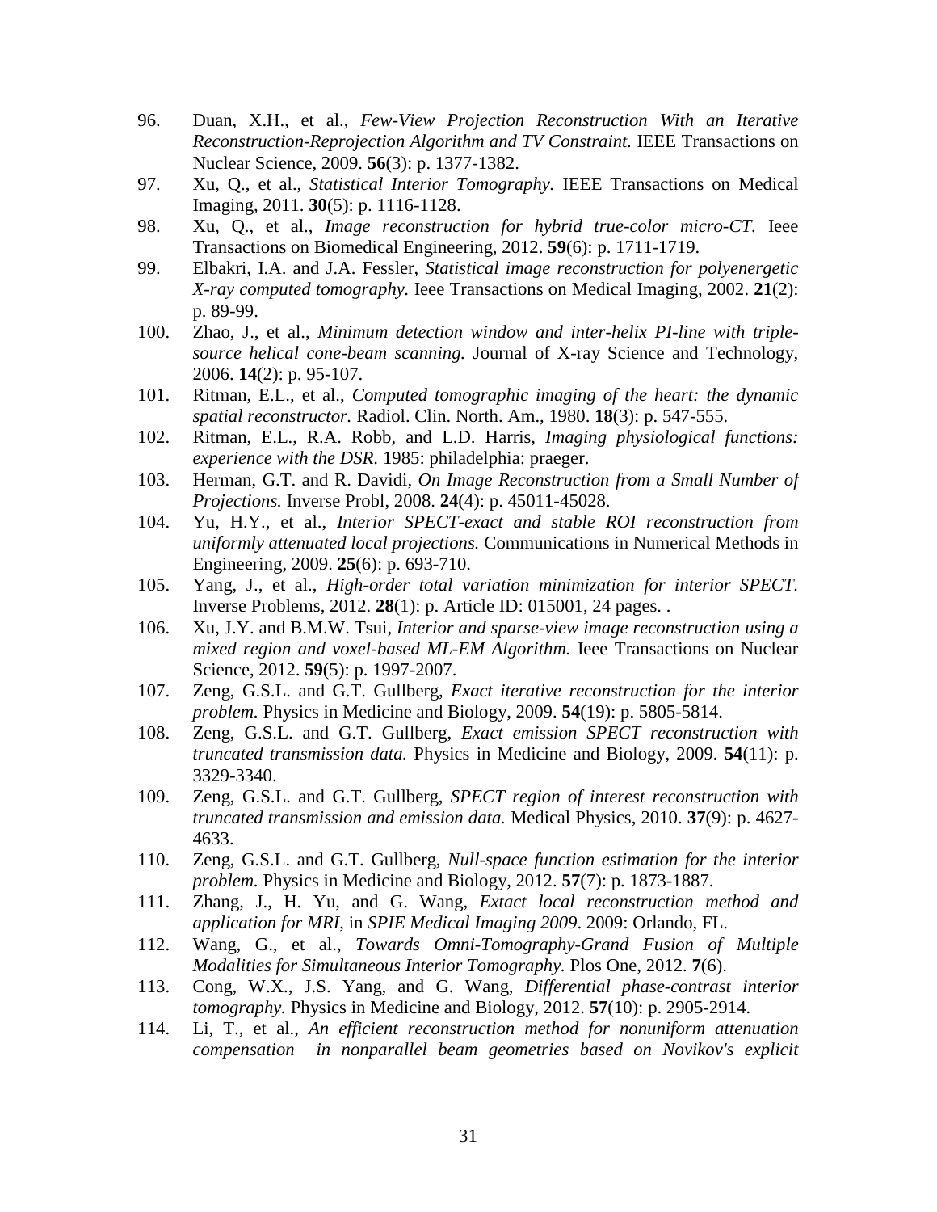96. Duan, X.H., et al., *Few-View Projection Reconstruction With an Iterative Reconstruction-Reprojection Algorithm and TV Constraint.* IEEE Transactions on Nuclear Science, 2009. **56**(3): p. 1377-1382.
97. Xu, Q., et al., *Statistical Interior Tomography.* IEEE Transactions on Medical Imaging, 2011. **30**(5): p. 1116-1128.
98. Xu, Q., et al., *Image reconstruction for hybrid true-color micro-CT.* Ieee Transactions on Biomedical Engineering, 2012. **59**(6): p. 1711-1719.
99. Elbakri, I.A. and J.A. Fessler, *Statistical image reconstruction for polyenergetic X-ray computed tomography.* Ieee Transactions on Medical Imaging, 2002. **21**(2): p. 89-99.
100. Zhao, J., et al., *Minimum detection window and inter-helix PI-line with triple-source helical cone-beam scanning.* Journal of X-ray Science and Technology, 2006. **14**(2): p. 95-107.
101. Ritman, E.L., et al., *Computed tomographic imaging of the heart: the dynamic spatial reconstructor.* Radiol. Clin. North. Am., 1980. **18**(3): p. 547-555.
102. Ritman, E.L., R.A. Robb, and L.D. Harris, *Imaging physiological functions: experience with the DSR*. 1985: philadelphia: praeger.
103. Herman, G.T. and R. Davidi, *On Image Reconstruction from a Small Number of Projections.* Inverse Probl, 2008. **24**(4): p. 45011-45028.
104. Yu, H.Y., et al., *Interior SPECT-exact and stable ROI reconstruction from uniformly attenuated local projections.* Communications in Numerical Methods in Engineering, 2009. **25**(6): p. 693-710.
105. Yang, J., et al., *High-order total variation minimization for interior SPECT.* Inverse Problems, 2012. **28**(1): p. Article ID: 015001, 24 pages. .
106. Xu, J.Y. and B.M.W. Tsui, *Interior and sparse-view image reconstruction using a mixed region and voxel-based ML-EM Algorithm.* Ieee Transactions on Nuclear Science, 2012. **59**(5): p. 1997-2007.
107. Zeng, G.S.L. and G.T. Gullberg, *Exact iterative reconstruction for the interior problem.* Physics in Medicine and Biology, 2009. **54**(19): p. 5805-5814.
108. Zeng, G.S.L. and G.T. Gullberg, *Exact emission SPECT reconstruction with truncated transmission data.* Physics in Medicine and Biology, 2009. **54**(11): p. 3329-3340.
109. Zeng, G.S.L. and G.T. Gullberg, *SPECT region of interest reconstruction with truncated transmission and emission data.* Medical Physics, 2010. **37**(9): p. 4627-4633.
110. Zeng, G.S.L. and G.T. Gullberg, *Null-space function estimation for the interior problem.* Physics in Medicine and Biology, 2012. **57**(7): p. 1873-1887.
111. Zhang, J., H. Yu, and G. Wang, *Extact local reconstruction method and application for MRI*, in *SPIE Medical Imaging 2009*. 2009: Orlando, FL.
112. Wang, G., et al., *Towards Omni-Tomography-Grand Fusion of Multiple Modalities for Simultaneous Interior Tomography*. Plos One, 2012. **7**(6).
113. Cong, W.X., J.S. Yang, and G. Wang, *Differential phase-contrast interior tomography.* Physics in Medicine and Biology, 2012. **57**(10): p. 2905-2914.
114. Li, T., et al., *An efficient reconstruction method for nonuniform attenuation compensation in nonparallel beam geometries based on Novikov's explicit*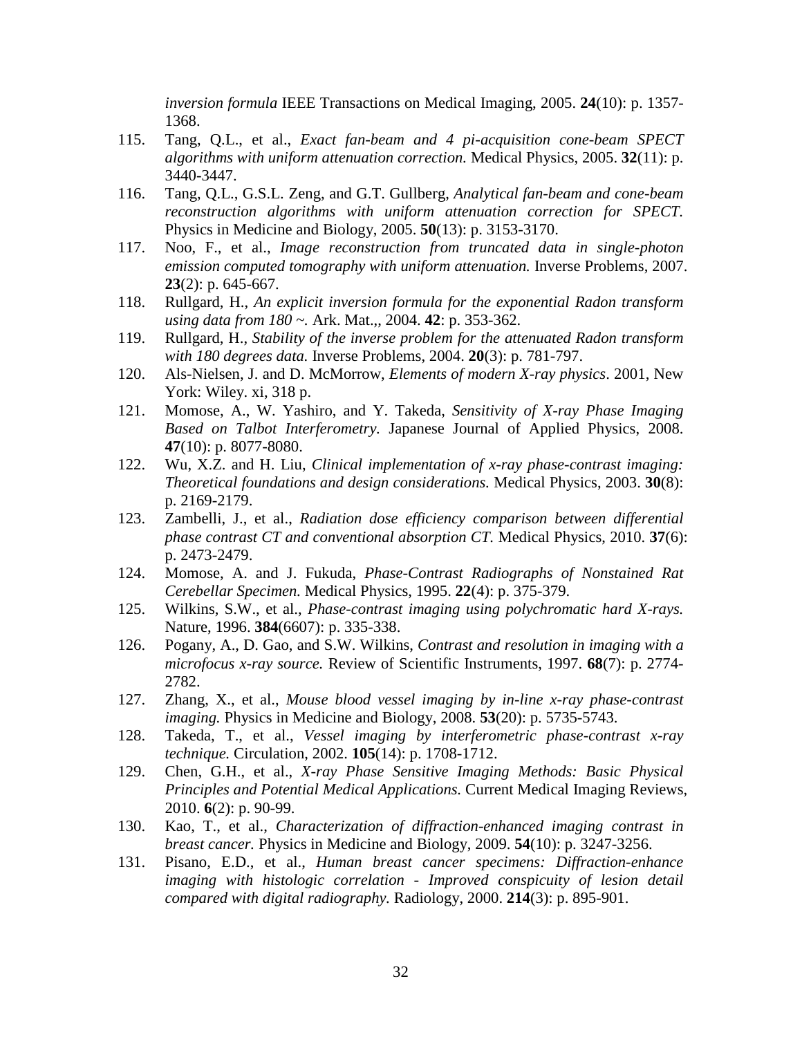*inversion formula* IEEE Transactions on Medical Imaging, 2005. **24**(10): p. 1357-1368.

115. Tang, Q.L., et al., *Exact fan-beam and 4 pi-acquisition cone-beam SPECT algorithms with uniform attenuation correction.* Medical Physics, 2005. **32**(11): p. 3440-3447.
116. Tang, Q.L., G.S.L. Zeng, and G.T. Gullberg, *Analytical fan-beam and cone-beam reconstruction algorithms with uniform attenuation correction for SPECT.* Physics in Medicine and Biology, 2005. **50**(13): p. 3153-3170.
117. Noo, F., et al., *Image reconstruction from truncated data in single-photon emission computed tomography with uniform attenuation.* Inverse Problems, 2007. **23**(2): p. 645-667.
118. Rullgard, H., *An explicit inversion formula for the exponential Radon transform using data from 180 ~.* Ark. Mat.,, 2004. **42**: p. 353-362.
119. Rullgard, H., *Stability of the inverse problem for the attenuated Radon transform with 180 degrees data.* Inverse Problems, 2004. **20**(3): p. 781-797.
120. Als-Nielsen, J. and D. McMorrow, *Elements of modern X-ray physics*. 2001, New York: Wiley. xi, 318 p.
121. Momose, A., W. Yashiro, and Y. Takeda, *Sensitivity of X-ray Phase Imaging Based on Talbot Interferometry.* Japanese Journal of Applied Physics, 2008. **47**(10): p. 8077-8080.
122. Wu, X.Z. and H. Liu, *Clinical implementation of x-ray phase-contrast imaging: Theoretical foundations and design considerations.* Medical Physics, 2003. **30**(8): p. 2169-2179.
123. Zambelli, J., et al., *Radiation dose efficiency comparison between differential phase contrast CT and conventional absorption CT.* Medical Physics, 2010. **37**(6): p. 2473-2479.
124. Momose, A. and J. Fukuda, *Phase-Contrast Radiographs of Nonstained Rat Cerebellar Specimen.* Medical Physics, 1995. **22**(4): p. 375-379.
125. Wilkins, S.W., et al., *Phase-contrast imaging using polychromatic hard X-rays.* Nature, 1996. **384**(6607): p. 335-338.
126. Pogany, A., D. Gao, and S.W. Wilkins, *Contrast and resolution in imaging with a microfocus x-ray source.* Review of Scientific Instruments, 1997. **68**(7): p. 2774-2782.
127. Zhang, X., et al., *Mouse blood vessel imaging by in-line x-ray phase-contrast imaging.* Physics in Medicine and Biology, 2008. **53**(20): p. 5735-5743.
128. Takeda, T., et al., *Vessel imaging by interferometric phase-contrast x-ray technique.* Circulation, 2002. **105**(14): p. 1708-1712.
129. Chen, G.H., et al., *X-ray Phase Sensitive Imaging Methods: Basic Physical Principles and Potential Medical Applications.* Current Medical Imaging Reviews, 2010. **6**(2): p. 90-99.
130. Kao, T., et al., *Characterization of diffraction-enhanced imaging contrast in breast cancer.* Physics in Medicine and Biology, 2009. **54**(10): p. 3247-3256.
131. Pisano, E.D., et al., *Human breast cancer specimens: Diffraction-enhance imaging with histologic correlation - Improved conspicuity of lesion detail compared with digital radiography.* Radiology, 2000. **214**(3): p. 895-901.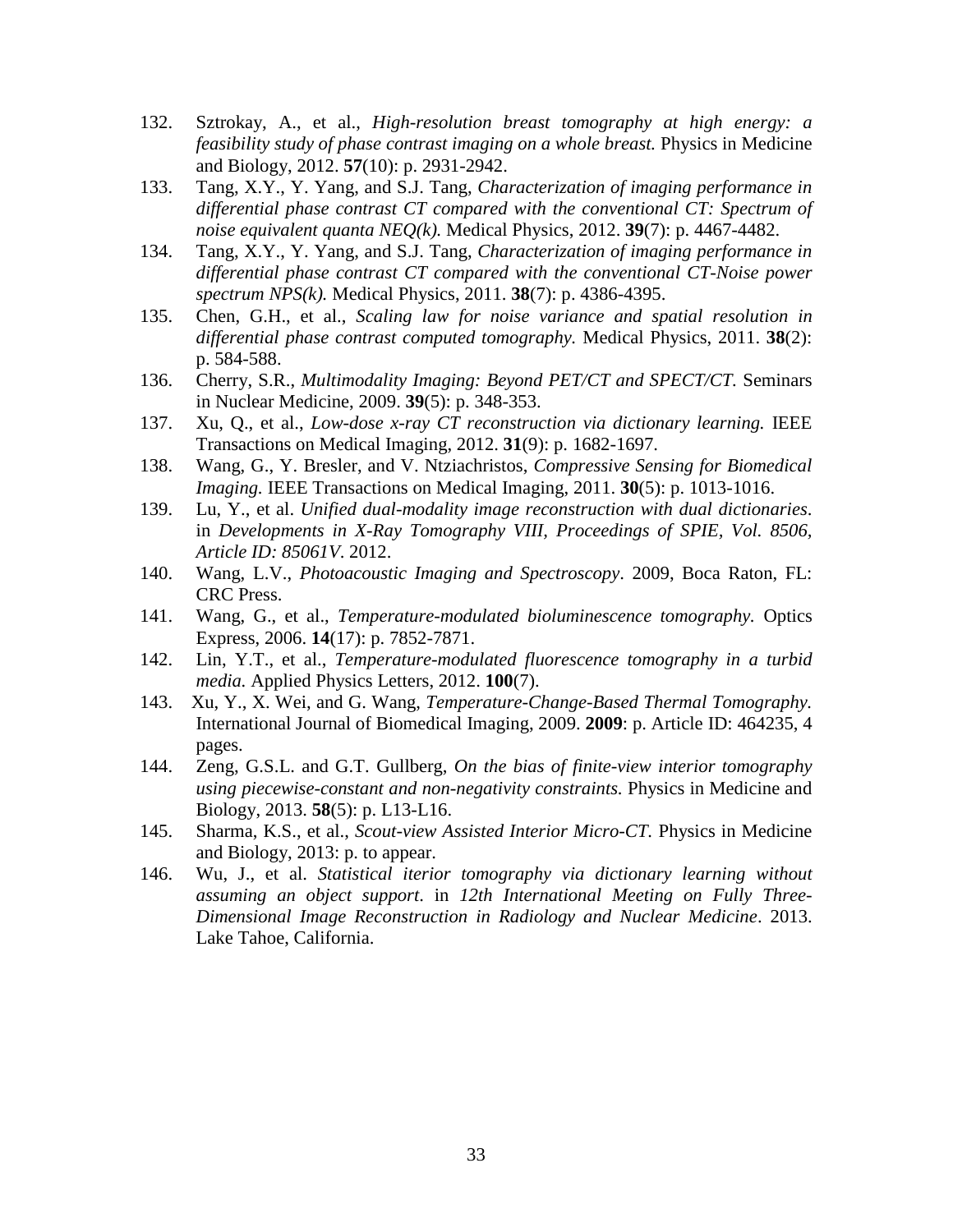132. Sztrokay, A., et al., *High-resolution breast tomography at high energy: a feasibility study of phase contrast imaging on a whole breast.* Physics in Medicine and Biology, 2012. **57**(10): p. 2931-2942.
133. Tang, X.Y., Y. Yang, and S.J. Tang, *Characterization of imaging performance in differential phase contrast CT compared with the conventional CT: Spectrum of noise equivalent quanta NEQ(k).* Medical Physics, 2012. **39**(7): p. 4467-4482.
134. Tang, X.Y., Y. Yang, and S.J. Tang, *Characterization of imaging performance in differential phase contrast CT compared with the conventional CT-Noise power spectrum NPS(k).* Medical Physics, 2011. **38**(7): p. 4386-4395.
135. Chen, G.H., et al., *Scaling law for noise variance and spatial resolution in differential phase contrast computed tomography.* Medical Physics, 2011. **38**(2): p. 584-588.
136. Cherry, S.R., *Multimodality Imaging: Beyond PET/CT and SPECT/CT.* Seminars in Nuclear Medicine, 2009. **39**(5): p. 348-353.
137. Xu, Q., et al., *Low-dose x-ray CT reconstruction via dictionary learning.* IEEE Transactions on Medical Imaging, 2012. **31**(9): p. 1682-1697.
138. Wang, G., Y. Bresler, and V. Ntziachristos, *Compressive Sensing for Biomedical Imaging.* IEEE Transactions on Medical Imaging, 2011. **30**(5): p. 1013-1016.
139. Lu, Y., et al. *Unified dual-modality image reconstruction with dual dictionaries*. in *Developments in X-Ray Tomography VIII, Proceedings of SPIE, Vol. 8506, Article ID: 85061V*. 2012.
140. Wang, L.V., *Photoacoustic Imaging and Spectroscopy*. 2009, Boca Raton, FL: CRC Press.
141. Wang, G., et al., *Temperature-modulated bioluminescence tomography.* Optics Express, 2006. **14**(17): p. 7852-7871.
142. Lin, Y.T., et al., *Temperature-modulated fluorescence tomography in a turbid media.* Applied Physics Letters, 2012. **100**(7).
143. Xu, Y., X. Wei, and G. Wang, *Temperature-Change-Based Thermal Tomography.* International Journal of Biomedical Imaging, 2009. **2009**: p. Article ID: 464235, 4 pages.
144. Zeng, G.S.L. and G.T. Gullberg, *On the bias of finite-view interior tomography using piecewise-constant and non-negativity constraints.* Physics in Medicine and Biology, 2013. **58**(5): p. L13-L16.
145. Sharma, K.S., et al., *Scout-view Assisted Interior Micro-CT.* Physics in Medicine and Biology, 2013: p. to appear.
146. Wu, J., et al. *Statistical iterior tomography via dictionary learning without assuming an object support*. in *12th International Meeting on Fully Three-Dimensional Image Reconstruction in Radiology and Nuclear Medicine*. 2013. Lake Tahoe, California.